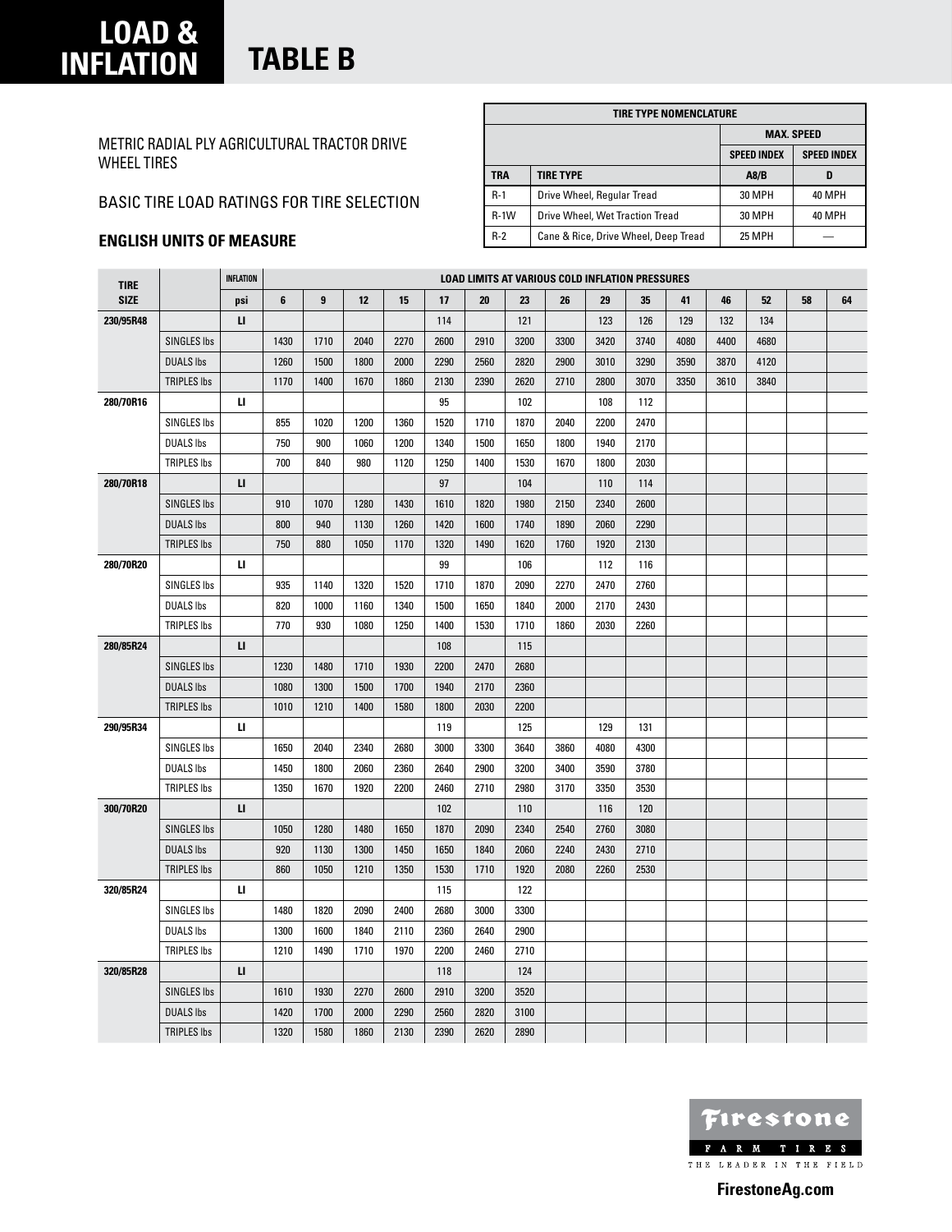# LOAD & INFLATION TABLE B

METRIC RADIAL PLY AGRICULTURAL TRACTOR DRIVE WHEEL TIRES

BASIC TIRE LOAD RATINGS FOR TIRE SELECTION

**ENGLISH UNITS OF MEASURE**

| TIRE TYPE NOMENCLATURE | | | |
|---|---|---|---|
| | | MAX. SPEED | |
| | | SPEED INDEX | SPEED INDEX |
| TRA | TIRE TYPE | A8/B | D |
| R-1 | Drive Wheel, Regular Tread | 30 MPH | 40 MPH |
| R-1W | Drive Wheel, Wet Traction Tread | 30 MPH | 40 MPH |
| R-2 | Cane & Rice, Drive Wheel, Deep Tread | 25 MPH | — |

| TIRE SIZE | | INFLATION | LOAD LIMITS AT VARIOUS COLD INFLATION PRESSURES | | | | | | | | | | | | | | |
|---|---|---|---|---|---|---|---|---|---|---|---|---|---|---|---|---|---|
| | | psi | 6 | 9 | 12 | 15 | 17 | 20 | 23 | 26 | 29 | 35 | 41 | 46 | 52 | 58 | 64 |
| 230/95R48 | | LI | | | | | 114 | | 121 | | 123 | 126 | 129 | 132 | 134 | | |
| | SINGLES lbs | | 1430 | 1710 | 2040 | 2270 | 2600 | 2910 | 3200 | 3300 | 3420 | 3740 | 4080 | 4400 | 4680 | | |
| | DUALS lbs | | 1260 | 1500 | 1800 | 2000 | 2290 | 2560 | 2820 | 2900 | 3010 | 3290 | 3590 | 3870 | 4120 | | |
| | TRIPLES lbs | | 1170 | 1400 | 1670 | 1860 | 2130 | 2390 | 2620 | 2710 | 2800 | 3070 | 3350 | 3610 | 3840 | | |
| 280/70R16 | | LI | | | | | 95 | | 102 | | 108 | 112 | | | | | |
| | SINGLES lbs | | 855 | 1020 | 1200 | 1360 | 1520 | 1710 | 1870 | 2040 | 2200 | 2470 | | | | | |
| | DUALS lbs | | 750 | 900 | 1060 | 1200 | 1340 | 1500 | 1650 | 1800 | 1940 | 2170 | | | | | |
| | TRIPLES lbs | | 700 | 840 | 980 | 1120 | 1250 | 1400 | 1530 | 1670 | 1800 | 2030 | | | | | |
| 280/70R18 | | LI | | | | | 97 | | 104 | | 110 | 114 | | | | | |
| | SINGLES lbs | | 910 | 1070 | 1280 | 1430 | 1610 | 1820 | 1980 | 2150 | 2340 | 2600 | | | | | |
| | DUALS lbs | | 800 | 940 | 1130 | 1260 | 1420 | 1600 | 1740 | 1890 | 2060 | 2290 | | | | | |
| | TRIPLES lbs | | 750 | 880 | 1050 | 1170 | 1320 | 1490 | 1620 | 1760 | 1920 | 2130 | | | | | |
| 280/70R20 | | LI | | | | | 99 | | 106 | | 112 | 116 | | | | | |
| | SINGLES lbs | | 935 | 1140 | 1320 | 1520 | 1710 | 1870 | 2090 | 2270 | 2470 | 2760 | | | | | |
| | DUALS lbs | | 820 | 1000 | 1160 | 1340 | 1500 | 1650 | 1840 | 2000 | 2170 | 2430 | | | | | |
| | TRIPLES lbs | | 770 | 930 | 1080 | 1250 | 1400 | 1530 | 1710 | 1860 | 2030 | 2260 | | | | | |
| 280/85R24 | | LI | | | | | 108 | | 115 | | | | | | | | |
| | SINGLES lbs | | 1230 | 1480 | 1710 | 1930 | 2200 | 2470 | 2680 | | | | | | | | |
| | DUALS lbs | | 1080 | 1300 | 1500 | 1700 | 1940 | 2170 | 2360 | | | | | | | | |
| | TRIPLES lbs | | 1010 | 1210 | 1400 | 1580 | 1800 | 2030 | 2200 | | | | | | | | |
| 290/95R34 | | LI | | | | | 119 | | 125 | | 129 | 131 | | | | | |
| | SINGLES lbs | | 1650 | 2040 | 2340 | 2680 | 3000 | 3300 | 3640 | 3860 | 4080 | 4300 | | | | | |
| | DUALS lbs | | 1450 | 1800 | 2060 | 2360 | 2640 | 2900 | 3200 | 3400 | 3590 | 3780 | | | | | |
| | TRIPLES lbs | | 1350 | 1670 | 1920 | 2200 | 2460 | 2710 | 2980 | 3170 | 3350 | 3530 | | | | | |
| 300/70R20 | | LI | | | | | 102 | | 110 | | 116 | 120 | | | | | |
| | SINGLES lbs | | 1050 | 1280 | 1480 | 1650 | 1870 | 2090 | 2340 | 2540 | 2760 | 3080 | | | | | |
| | DUALS lbs | | 920 | 1130 | 1300 | 1450 | 1650 | 1840 | 2060 | 2240 | 2430 | 2710 | | | | | |
| | TRIPLES lbs | | 860 | 1050 | 1210 | 1350 | 1530 | 1710 | 1920 | 2080 | 2260 | 2530 | | | | | |
| 320/85R24 | | LI | | | | | 115 | | 122 | | | | | | | | |
| | SINGLES lbs | | 1480 | 1820 | 2090 | 2400 | 2680 | 3000 | 3300 | | | | | | | | |
| | DUALS lbs | | 1300 | 1600 | 1840 | 2110 | 2360 | 2640 | 2900 | | | | | | | | |
| | TRIPLES lbs | | 1210 | 1490 | 1710 | 1970 | 2200 | 2460 | 2710 | | | | | | | | |
| 320/85R28 | | LI | | | | | 118 | | 124 | | | | | | | | |
| | SINGLES lbs | | 1610 | 1930 | 2270 | 2600 | 2910 | 3200 | 3520 | | | | | | | | |
| | DUALS lbs | | 1420 | 1700 | 2000 | 2290 | 2560 | 2820 | 3100 | | | | | | | | |
| | TRIPLES lbs | | 1320 | 1580 | 1860 | 2130 | 2390 | 2620 | 2890 | | | | | | | | |

Firestone FARM TIRES THE LEADER IN THE FIELD

FirestoneAg.com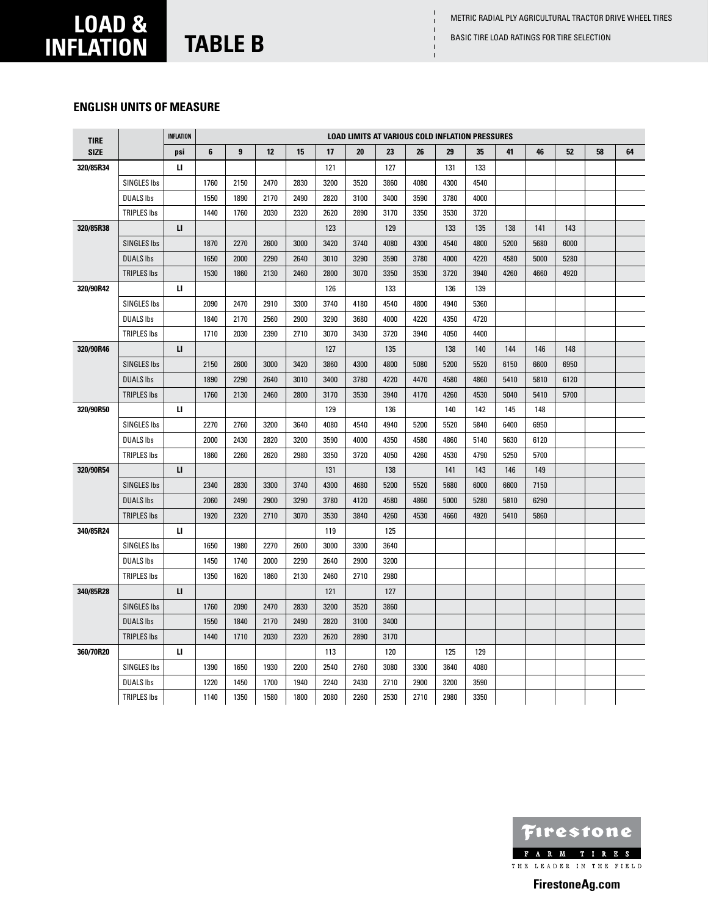# LOAD & INFLATION

# TABLE B

METRIC RADIAL PLY AGRICULTURAL TRACTOR DRIVE WHEEL TIRES

BASIC TIRE LOAD RATINGS FOR TIRE SELECTION

## ENGLISH UNITS OF MEASURE

| TIRE SIZE | | INFLATION | LOAD LIMITS AT VARIOUS COLD INFLATION PRESSURES | | | | | | | | | | | | | | |
|---|---|---|---|---|---|---|---|---|---|---|---|---|---|---|---|---|---|
| | | psi | 6 | 9 | 12 | 15 | 17 | 20 | 23 | 26 | 29 | 35 | 41 | 46 | 52 | 58 | 64 |
| 320/85R34 | | LI | | | | | 121 | | 127 | | 131 | 133 | | | | | |
| | SINGLES lbs | | 1760 | 2150 | 2470 | 2830 | 3200 | 3520 | 3860 | 4080 | 4300 | 4540 | | | | | |
| | DUALS lbs | | 1550 | 1890 | 2170 | 2490 | 2820 | 3100 | 3400 | 3590 | 3780 | 4000 | | | | | |
| | TRIPLES lbs | | 1440 | 1760 | 2030 | 2320 | 2620 | 2890 | 3170 | 3350 | 3530 | 3720 | | | | | |
| 320/85R38 | | LI | | | | | 123 | | 129 | | 133 | 135 | 138 | 141 | 143 | | |
| | SINGLES lbs | | 1870 | 2270 | 2600 | 3000 | 3420 | 3740 | 4080 | 4300 | 4540 | 4800 | 5200 | 5680 | 6000 | | |
| | DUALS lbs | | 1650 | 2000 | 2290 | 2640 | 3010 | 3290 | 3590 | 3780 | 4000 | 4220 | 4580 | 5000 | 5280 | | |
| | TRIPLES lbs | | 1530 | 1860 | 2130 | 2460 | 2800 | 3070 | 3350 | 3530 | 3720 | 3940 | 4260 | 4660 | 4920 | | |
| 320/90R42 | | LI | | | | | 126 | | 133 | | 136 | 139 | | | | | |
| | SINGLES lbs | | 2090 | 2470 | 2910 | 3300 | 3740 | 4180 | 4540 | 4800 | 4940 | 5360 | | | | | |
| | DUALS lbs | | 1840 | 2170 | 2560 | 2900 | 3290 | 3680 | 4000 | 4220 | 4350 | 4720 | | | | | |
| | TRIPLES lbs | | 1710 | 2030 | 2390 | 2710 | 3070 | 3430 | 3720 | 3940 | 4050 | 4400 | | | | | |
| 320/90R46 | | LI | | | | | 127 | | 135 | | 138 | 140 | 144 | 146 | 148 | | |
| | SINGLES lbs | | 2150 | 2600 | 3000 | 3420 | 3860 | 4300 | 4800 | 5080 | 5200 | 5520 | 6150 | 6600 | 6950 | | |
| | DUALS lbs | | 1890 | 2290 | 2640 | 3010 | 3400 | 3780 | 4220 | 4470 | 4580 | 4860 | 5410 | 5810 | 6120 | | |
| | TRIPLES lbs | | 1760 | 2130 | 2460 | 2800 | 3170 | 3530 | 3940 | 4170 | 4260 | 4530 | 5040 | 5410 | 5700 | | |
| 320/90R50 | | LI | | | | | 129 | | 136 | | 140 | 142 | 145 | 148 | | | |
| | SINGLES lbs | | 2270 | 2760 | 3200 | 3640 | 4080 | 4540 | 4940 | 5200 | 5520 | 5840 | 6400 | 6950 | | | |
| | DUALS lbs | | 2000 | 2430 | 2820 | 3200 | 3590 | 4000 | 4350 | 4580 | 4860 | 5140 | 5630 | 6120 | | | |
| | TRIPLES lbs | | 1860 | 2260 | 2620 | 2980 | 3350 | 3720 | 4050 | 4260 | 4530 | 4790 | 5250 | 5700 | | | |
| 320/90R54 | | LI | | | | | 131 | | 138 | | 141 | 143 | 146 | 149 | | | |
| | SINGLES lbs | | 2340 | 2830 | 3300 | 3740 | 4300 | 4680 | 5200 | 5520 | 5680 | 6000 | 6600 | 7150 | | | |
| | DUALS lbs | | 2060 | 2490 | 2900 | 3290 | 3780 | 4120 | 4580 | 4860 | 5000 | 5280 | 5810 | 6290 | | | |
| | TRIPLES lbs | | 1920 | 2320 | 2710 | 3070 | 3530 | 3840 | 4260 | 4530 | 4660 | 4920 | 5410 | 5860 | | | |
| 340/85R24 | | LI | | | | | 119 | | 125 | | | | | | | | |
| | SINGLES lbs | | 1650 | 1980 | 2270 | 2600 | 3000 | 3300 | 3640 | | | | | | | | |
| | DUALS lbs | | 1450 | 1740 | 2000 | 2290 | 2640 | 2900 | 3200 | | | | | | | | |
| | TRIPLES lbs | | 1350 | 1620 | 1860 | 2130 | 2460 | 2710 | 2980 | | | | | | | | |
| 340/85R28 | | LI | | | | | 121 | | 127 | | | | | | | | |
| | SINGLES lbs | | 1760 | 2090 | 2470 | 2830 | 3200 | 3520 | 3860 | | | | | | | | |
| | DUALS lbs | | 1550 | 1840 | 2170 | 2490 | 2820 | 3100 | 3400 | | | | | | | | |
| | TRIPLES lbs | | 1440 | 1710 | 2030 | 2320 | 2620 | 2890 | 3170 | | | | | | | | |
| 360/70R20 | | LI | | | | | 113 | | 120 | | 125 | 129 | | | | | |
| | SINGLES lbs | | 1390 | 1650 | 1930 | 2200 | 2540 | 2760 | 3080 | 3300 | 3640 | 4080 | | | | | |
| | DUALS lbs | | 1220 | 1450 | 1700 | 1940 | 2240 | 2430 | 2710 | 2900 | 3200 | 3590 | | | | | |
| | TRIPLES lbs | | 1140 | 1350 | 1580 | 1800 | 2080 | 2260 | 2530 | 2710 | 2980 | 3350 | | | | | |

Firestone FARM TIRES THE LEADER IN THE FIELD

FirestoneAg.com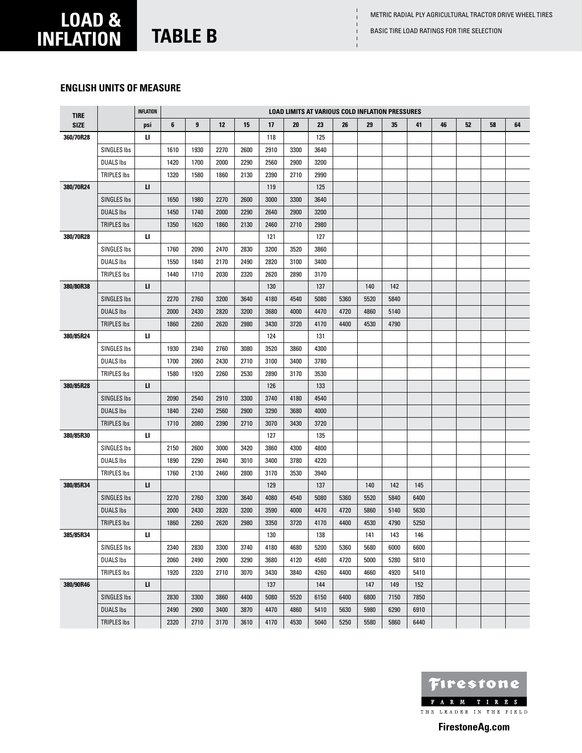# LOAD & INFLATION

# TABLE B

METRIC RADIAL PLY AGRICULTURAL TRACTOR DRIVE WHEEL TIRES

BASIC TIRE LOAD RATINGS FOR TIRE SELECTION

### ENGLISH UNITS OF MEASURE

| TIRE SIZE | | INFLATION | LOAD LIMITS AT VARIOUS COLD INFLATION PRESSURES | | | | | | | | | | | | | | |
|---|---|---|---|---|---|---|---|---|---|---|---|---|---|---|---|---|---|
| | | psi | 6 | 9 | 12 | 15 | 17 | 20 | 23 | 26 | 29 | 35 | 41 | 46 | 52 | 58 | 64 |
| 360/70R28 | | LI | | | | | 118 | | 125 | | | | | | | | |
| | SINGLES lbs | | 1610 | 1930 | 2270 | 2600 | 2910 | 3300 | 3640 | | | | | | | | |
| | DUALS lbs | | 1420 | 1700 | 2000 | 2290 | 2560 | 2900 | 3200 | | | | | | | | |
| | TRIPLES lbs | | 1320 | 1580 | 1860 | 2130 | 2390 | 2710 | 2990 | | | | | | | | |
| 380/70R24 | | LI | | | | | 119 | | 125 | | | | | | | | |
| | SINGLES lbs | | 1650 | 1980 | 2270 | 2600 | 3000 | 3300 | 3640 | | | | | | | | |
| | DUALS lbs | | 1450 | 1740 | 2000 | 2290 | 2640 | 2900 | 3200 | | | | | | | | |
| | TRIPLES lbs | | 1350 | 1620 | 1860 | 2130 | 2460 | 2710 | 2980 | | | | | | | | |
| 380/70R28 | | LI | | | | | 121 | | 127 | | | | | | | | |
| | SINGLES lbs | | 1760 | 2090 | 2470 | 2830 | 3200 | 3520 | 3860 | | | | | | | | |
| | DUALS lbs | | 1550 | 1840 | 2170 | 2490 | 2820 | 3100 | 3400 | | | | | | | | |
| | TRIPLES lbs | | 1440 | 1710 | 2030 | 2320 | 2620 | 2890 | 3170 | | | | | | | | |
| 380/80R38 | | LI | | | | | 130 | | 137 | | 140 | 142 | | | | | |
| | SINGLES lbs | | 2270 | 2760 | 3200 | 3640 | 4180 | 4540 | 5080 | 5360 | 5520 | 5840 | | | | | |
| | DUALS lbs | | 2000 | 2430 | 2820 | 3200 | 3680 | 4000 | 4470 | 4720 | 4860 | 5140 | | | | | |
| | TRIPLES lbs | | 1860 | 2260 | 2620 | 2980 | 3430 | 3720 | 4170 | 4400 | 4530 | 4790 | | | | | |
| 380/85R24 | | LI | | | | | 124 | | 131 | | | | | | | | |
| | SINGLES lbs | | 1930 | 2340 | 2760 | 3080 | 3520 | 3860 | 4300 | | | | | | | | |
| | DUALS lbs | | 1700 | 2060 | 2430 | 2710 | 3100 | 3400 | 3780 | | | | | | | | |
| | TRIPLES lbs | | 1580 | 1920 | 2260 | 2530 | 2890 | 3170 | 3530 | | | | | | | | |
| 380/85R28 | | LI | | | | | 126 | | 133 | | | | | | | | |
| | SINGLES lbs | | 2090 | 2540 | 2910 | 3300 | 3740 | 4180 | 4540 | | | | | | | | |
| | DUALS lbs | | 1840 | 2240 | 2560 | 2900 | 3290 | 3680 | 4000 | | | | | | | | |
| | TRIPLES lbs | | 1710 | 2080 | 2390 | 2710 | 3070 | 3430 | 3720 | | | | | | | | |
| 380/85R30 | | LI | | | | | 127 | | 135 | | | | | | | | |
| | SINGLES lbs | | 2150 | 2600 | 3000 | 3420 | 3860 | 4300 | 4800 | | | | | | | | |
| | DUALS lbs | | 1890 | 2290 | 2640 | 3010 | 3400 | 3780 | 4220 | | | | | | | | |
| | TRIPLES lbs | | 1760 | 2130 | 2460 | 2800 | 3170 | 3530 | 3940 | | | | | | | | |
| 380/85R34 | | LI | | | | | 129 | | 137 | | 140 | 142 | 145 | | | | |
| | SINGLES lbs | | 2270 | 2760 | 3200 | 3640 | 4080 | 4540 | 5080 | 5360 | 5520 | 5840 | 6400 | | | | |
| | DUALS lbs | | 2000 | 2430 | 2820 | 3200 | 3590 | 4000 | 4470 | 4720 | 5860 | 5140 | 5630 | | | | |
| | TRIPLES lbs | | 1860 | 2260 | 2620 | 2980 | 3350 | 3720 | 4170 | 4400 | 4530 | 4790 | 5250 | | | | |
| 385/85R34 | | LI | | | | | 130 | | 138 | | 141 | 143 | 146 | | | | |
| | SINGLES lbs | | 2340 | 2830 | 3300 | 3740 | 4180 | 4680 | 5200 | 5360 | 5680 | 6000 | 6600 | | | | |
| | DUALS lbs | | 2060 | 2490 | 2900 | 3290 | 3680 | 4120 | 4580 | 4720 | 5000 | 5280 | 5810 | | | | |
| | TRIPLES lbs | | 1920 | 2320 | 2710 | 3070 | 3430 | 3840 | 4260 | 4400 | 4660 | 4920 | 5410 | | | | |
| 380/90R46 | | LI | | | | | 137 | | 144 | | 147 | 149 | 152 | | | | |
| | SINGLES lbs | | 2830 | 3300 | 3860 | 4400 | 5080 | 5520 | 6150 | 6400 | 6800 | 7150 | 7850 | | | | |
| | DUALS lbs | | 2490 | 2900 | 3400 | 3870 | 4470 | 4860 | 5410 | 5630 | 5980 | 6290 | 6910 | | | | |
| | TRIPLES lbs | | 2320 | 2710 | 3170 | 3610 | 4170 | 4530 | 5040 | 5250 | 5580 | 5860 | 6440 | | | | |

Firestone FARM TIRES THE LEADER IN THE FIELD

FirestoneAg.com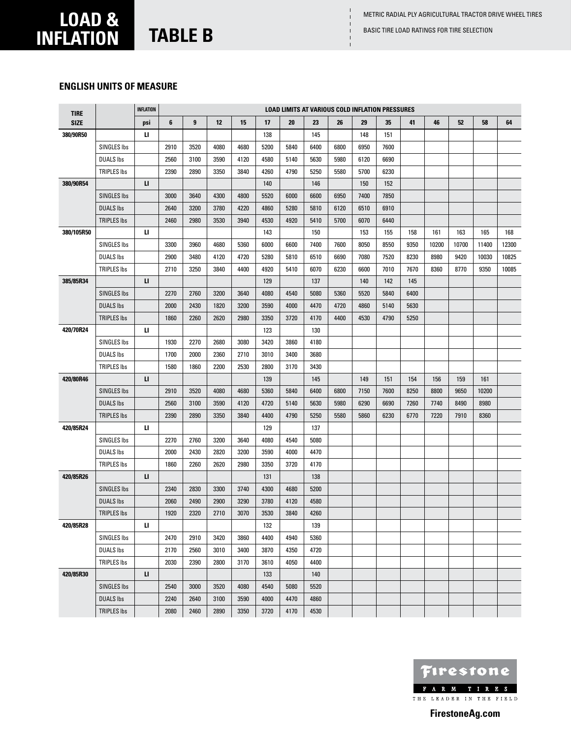# LOAD & INFLATION

# TABLE B

METRIC RADIAL PLY AGRICULTURAL TRACTOR DRIVE WHEEL TIRES

BASIC TIRE LOAD RATINGS FOR TIRE SELECTION

### ENGLISH UNITS OF MEASURE

| TIRE SIZE | | INFLATION | LOAD LIMITS AT VARIOUS COLD INFLATION PRESSURES | | | | | | | | | | | | | | |
|---|---|---|---|---|---|---|---|---|---|---|---|---|---|---|---|---|---|
| | | psi | 6 | 9 | 12 | 15 | 17 | 20 | 23 | 26 | 29 | 35 | 41 | 46 | 52 | 58 | 64 |
| 380/90R50 | | LI | | | | | 138 | | 145 | | 148 | 151 | | | | | |
| | SINGLES lbs | | 2910 | 3520 | 4080 | 4680 | 5200 | 5840 | 6400 | 6800 | 6950 | 7600 | | | | | |
| | DUALS lbs | | 2560 | 3100 | 3590 | 4120 | 4580 | 5140 | 5630 | 5980 | 6120 | 6690 | | | | | |
| | TRIPLES lbs | | 2390 | 2890 | 3350 | 3840 | 4260 | 4790 | 5250 | 5580 | 5700 | 6230 | | | | | |
| 380/90R54 | | LI | | | | | 140 | | 146 | | 150 | 152 | | | | | |
| | SINGLES lbs | | 3000 | 3640 | 4300 | 4800 | 5520 | 6000 | 6600 | 6950 | 7400 | 7850 | | | | | |
| | DUALS lbs | | 2640 | 3200 | 3780 | 4220 | 4860 | 5280 | 5810 | 6120 | 6510 | 6910 | | | | | |
| | TRIPLES lbs | | 2460 | 2980 | 3530 | 3940 | 4530 | 4920 | 5410 | 5700 | 6070 | 6440 | | | | | |
| 380/105R50 | | LI | | | | | 143 | | 150 | | 153 | 155 | 158 | 161 | 163 | 165 | 168 |
| | SINGLES lbs | | 3300 | 3960 | 4680 | 5360 | 6000 | 6600 | 7400 | 7600 | 8050 | 8550 | 9350 | 10200 | 10700 | 11400 | 12300 |
| | DUALS lbs | | 2900 | 3480 | 4120 | 4720 | 5280 | 5810 | 6510 | 6690 | 7080 | 7520 | 8230 | 8980 | 9420 | 10030 | 10825 |
| | TRIPLES lbs | | 2710 | 3250 | 3840 | 4400 | 4920 | 5410 | 6070 | 6230 | 6600 | 7010 | 7670 | 8360 | 8770 | 9350 | 10085 |
| 385/85R34 | | LI | | | | | 129 | | 137 | | 140 | 142 | 145 | | | | |
| | SINGLES lbs | | 2270 | 2760 | 3200 | 3640 | 4080 | 4540 | 5080 | 5360 | 5520 | 5840 | 6400 | | | | |
| | DUALS lbs | | 2000 | 2430 | 1820 | 3200 | 3590 | 4000 | 4470 | 4720 | 4860 | 5140 | 5630 | | | | |
| | TRIPLES lbs | | 1860 | 2260 | 2620 | 2980 | 3350 | 3720 | 4170 | 4400 | 4530 | 4790 | 5250 | | | | |
| 420/70R24 | | LI | | | | | 123 | | 130 | | | | | | | | |
| | SINGLES lbs | | 1930 | 2270 | 2680 | 3080 | 3420 | 3860 | 4180 | | | | | | | | |
| | DUALS lbs | | 1700 | 2000 | 2360 | 2710 | 3010 | 3400 | 3680 | | | | | | | | |
| | TRIPLES lbs | | 1580 | 1860 | 2200 | 2530 | 2800 | 3170 | 3430 | | | | | | | | |
| 420/80R46 | | LI | | | | | 139 | | 145 | | 149 | 151 | 154 | 156 | 159 | 161 | |
| | SINGLES lbs | | 2910 | 3520 | 4080 | 4680 | 5360 | 5840 | 6400 | 6800 | 7150 | 7600 | 8250 | 8800 | 9650 | 10200 | |
| | DUALS lbs | | 2560 | 3100 | 3590 | 4120 | 4720 | 5140 | 5630 | 5980 | 6290 | 6690 | 7260 | 7740 | 8490 | 8980 | |
| | TRIPLES lbs | | 2390 | 2890 | 3350 | 3840 | 4400 | 4790 | 5250 | 5580 | 5860 | 6230 | 6770 | 7220 | 7910 | 8360 | |
| 420/85R24 | | LI | | | | | 129 | | 137 | | | | | | | | |
| | SINGLES lbs | | 2270 | 2760 | 3200 | 3640 | 4080 | 4540 | 5080 | | | | | | | | |
| | DUALS lbs | | 2000 | 2430 | 2820 | 3200 | 3590 | 4000 | 4470 | | | | | | | | |
| | TRIPLES lbs | | 1860 | 2260 | 2620 | 2980 | 3350 | 3720 | 4170 | | | | | | | | |
| 420/85R26 | | LI | | | | | 131 | | 138 | | | | | | | | |
| | SINGLES lbs | | 2340 | 2830 | 3300 | 3740 | 4300 | 4680 | 5200 | | | | | | | | |
| | DUALS lbs | | 2060 | 2490 | 2900 | 3290 | 3780 | 4120 | 4580 | | | | | | | | |
| | TRIPLES lbs | | 1920 | 2320 | 2710 | 3070 | 3530 | 3840 | 4260 | | | | | | | | |
| 420/85R28 | | LI | | | | | 132 | | 139 | | | | | | | | |
| | SINGLES lbs | | 2470 | 2910 | 3420 | 3860 | 4400 | 4940 | 5360 | | | | | | | | |
| | DUALS lbs | | 2170 | 2560 | 3010 | 3400 | 3870 | 4350 | 4720 | | | | | | | | |
| | TRIPLES lbs | | 2030 | 2390 | 2800 | 3170 | 3610 | 4050 | 4400 | | | | | | | | |
| 420/85R30 | | LI | | | | | 133 | | 140 | | | | | | | | |
| | SINGLES lbs | | 2540 | 3000 | 3520 | 4080 | 4540 | 5080 | 5520 | | | | | | | | |
| | DUALS lbs | | 2240 | 2640 | 3100 | 3590 | 4000 | 4470 | 4860 | | | | | | | | |
| | TRIPLES lbs | | 2080 | 2460 | 2890 | 3350 | 3720 | 4170 | 4530 | | | | | | | | |

Firestone FARM TIRES THE LEADER IN THE FIELD

FirestoneAg.com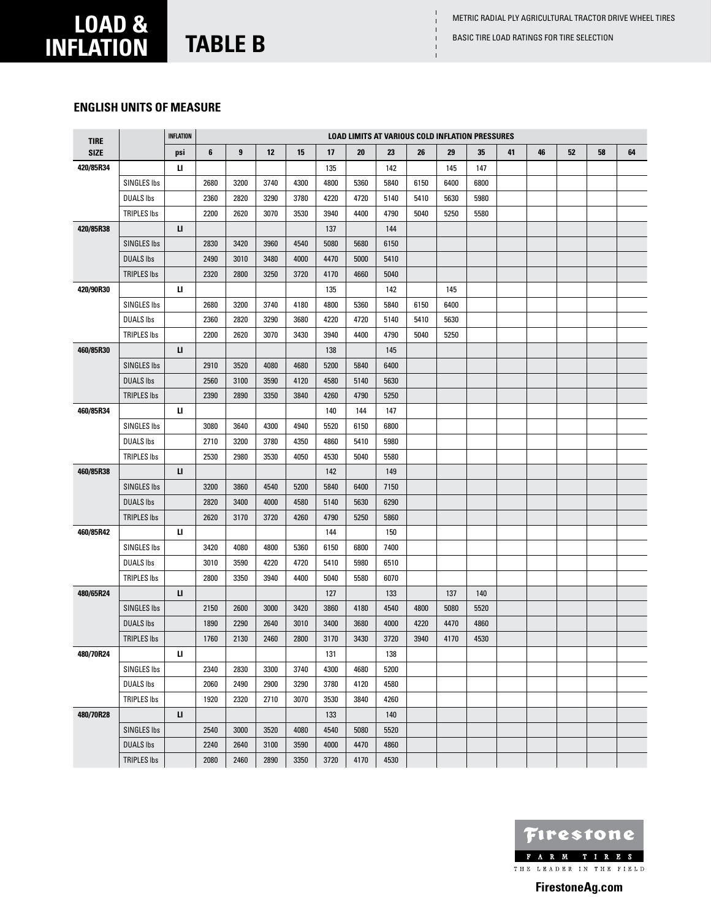# LOAD & INFLATION

## TABLE B

METRIC RADIAL PLY AGRICULTURAL TRACTOR DRIVE WHEEL TIRES

BASIC TIRE LOAD RATINGS FOR TIRE SELECTION

### ENGLISH UNITS OF MEASURE

| TIRE SIZE | | INFLATION | LOAD LIMITS AT VARIOUS COLD INFLATION PRESSURES | | | | | | | | | | | | | | |
|---|---|---|---|---|---|---|---|---|---|---|---|---|---|---|---|---|---|
| | | psi | 6 | 9 | 12 | 15 | 17 | 20 | 23 | 26 | 29 | 35 | 41 | 46 | 52 | 58 | 64 |
| 420/85R34 | | LI | | | | | 135 | | 142 | | 145 | 147 | | | | | |
| | SINGLES lbs | | 2680 | 3200 | 3740 | 4300 | 4800 | 5360 | 5840 | 6150 | 6400 | 6800 | | | | | |
| | DUALS lbs | | 2360 | 2820 | 3290 | 3780 | 4220 | 4720 | 5140 | 5410 | 5630 | 5980 | | | | | |
| | TRIPLES lbs | | 2200 | 2620 | 3070 | 3530 | 3940 | 4400 | 4790 | 5040 | 5250 | 5580 | | | | | |
| 420/85R38 | | LI | | | | | 137 | | 144 | | | | | | | | |
| | SINGLES lbs | | 2830 | 3420 | 3960 | 4540 | 5080 | 5680 | 6150 | | | | | | | | |
| | DUALS lbs | | 2490 | 3010 | 3480 | 4000 | 4470 | 5000 | 5410 | | | | | | | | |
| | TRIPLES lbs | | 2320 | 2800 | 3250 | 3720 | 4170 | 4660 | 5040 | | | | | | | | |
| 420/90R30 | | LI | | | | | 135 | | 142 | | 145 | | | | | | |
| | SINGLES lbs | | 2680 | 3200 | 3740 | 4180 | 4800 | 5360 | 5840 | 6150 | 6400 | | | | | | |
| | DUALS lbs | | 2360 | 2820 | 3290 | 3680 | 4220 | 4720 | 5140 | 5410 | 5630 | | | | | | |
| | TRIPLES lbs | | 2200 | 2620 | 3070 | 3430 | 3940 | 4400 | 4790 | 5040 | 5250 | | | | | | |
| 460/85R30 | | LI | | | | | 138 | | 145 | | | | | | | | |
| | SINGLES lbs | | 2910 | 3520 | 4080 | 4680 | 5200 | 5840 | 6400 | | | | | | | | |
| | DUALS lbs | | 2560 | 3100 | 3590 | 4120 | 4580 | 5140 | 5630 | | | | | | | | |
| | TRIPLES lbs | | 2390 | 2890 | 3350 | 3840 | 4260 | 4790 | 5250 | | | | | | | | |
| 460/85R34 | | LI | | | | | 140 | 144 | 147 | | | | | | | | |
| | SINGLES lbs | | 3080 | 3640 | 4300 | 4940 | 5520 | 6150 | 6800 | | | | | | | | |
| | DUALS lbs | | 2710 | 3200 | 3780 | 4350 | 4860 | 5410 | 5980 | | | | | | | | |
| | TRIPLES lbs | | 2530 | 2980 | 3530 | 4050 | 4530 | 5040 | 5580 | | | | | | | | |
| 460/85R38 | | LI | | | | | 142 | | 149 | | | | | | | | |
| | SINGLES lbs | | 3200 | 3860 | 4540 | 5200 | 5840 | 6400 | 7150 | | | | | | | | |
| | DUALS lbs | | 2820 | 3400 | 4000 | 4580 | 5140 | 5630 | 6290 | | | | | | | | |
| | TRIPLES lbs | | 2620 | 3170 | 3720 | 4260 | 4790 | 5250 | 5860 | | | | | | | | |
| 460/85R42 | | LI | | | | | 144 | | 150 | | | | | | | | |
| | SINGLES lbs | | 3420 | 4080 | 4800 | 5360 | 6150 | 6800 | 7400 | | | | | | | | |
| | DUALS lbs | | 3010 | 3590 | 4220 | 4720 | 5410 | 5980 | 6510 | | | | | | | | |
| | TRIPLES lbs | | 2800 | 3350 | 3940 | 4400 | 5040 | 5580 | 6070 | | | | | | | | |
| 480/65R24 | | LI | | | | | 127 | | 133 | | 137 | 140 | | | | | |
| | SINGLES lbs | | 2150 | 2600 | 3000 | 3420 | 3860 | 4180 | 4540 | 4800 | 5080 | 5520 | | | | | |
| | DUALS lbs | | 1890 | 2290 | 2640 | 3010 | 3400 | 3680 | 4000 | 4220 | 4470 | 4860 | | | | | |
| | TRIPLES lbs | | 1760 | 2130 | 2460 | 2800 | 3170 | 3430 | 3720 | 3940 | 4170 | 4530 | | | | | |
| 480/70R24 | | LI | | | | | 131 | | 138 | | | | | | | | |
| | SINGLES lbs | | 2340 | 2830 | 3300 | 3740 | 4300 | 4680 | 5200 | | | | | | | | |
| | DUALS lbs | | 2060 | 2490 | 2900 | 3290 | 3780 | 4120 | 4580 | | | | | | | | |
| | TRIPLES lbs | | 1920 | 2320 | 2710 | 3070 | 3530 | 3840 | 4260 | | | | | | | | |
| 480/70R28 | | LI | | | | | 133 | | 140 | | | | | | | | |
| | SINGLES lbs | | 2540 | 3000 | 3520 | 4080 | 4540 | 5080 | 5520 | | | | | | | | |
| | DUALS lbs | | 2240 | 2640 | 3100 | 3590 | 4000 | 4470 | 4860 | | | | | | | | |
| | TRIPLES lbs | | 2080 | 2460 | 2890 | 3350 | 3720 | 4170 | 4530 | | | | | | | | |

Firestone FARM TIRES THE LEADER IN THE FIELD

FirestoneAg.com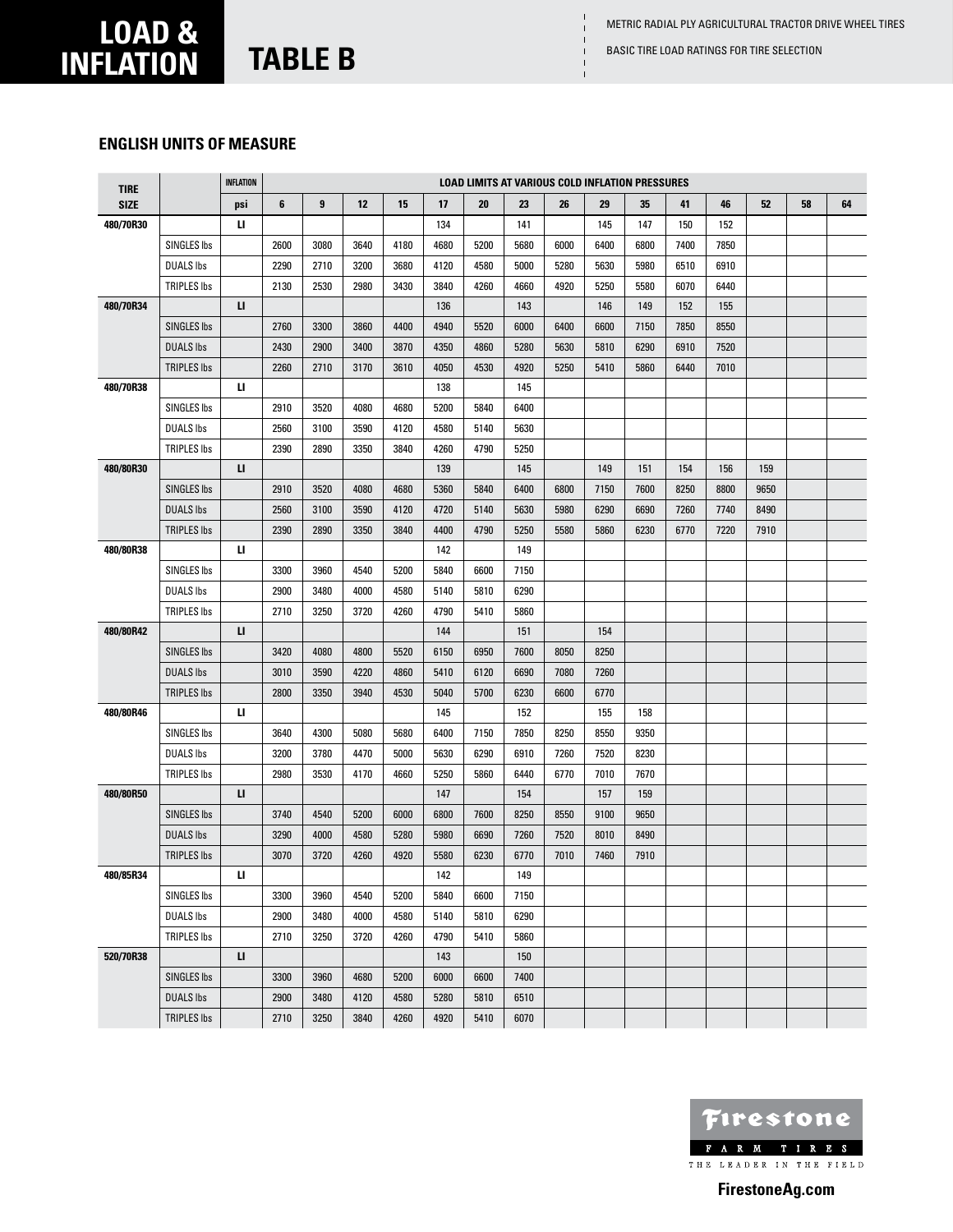# LOAD & INFLATION

# TABLE B

METRIC RADIAL PLY AGRICULTURAL TRACTOR DRIVE WHEEL TIRES

BASIC TIRE LOAD RATINGS FOR TIRE SELECTION

### ENGLISH UNITS OF MEASURE

| TIRE SIZE | | INFLATION | LOAD LIMITS AT VARIOUS COLD INFLATION PRESSURES | | | | | | | | | | | | | | |
|---|---|---|---|---|---|---|---|---|---|---|---|---|---|---|---|---|---|
| | | psi | 6 | 9 | 12 | 15 | 17 | 20 | 23 | 26 | 29 | 35 | 41 | 46 | 52 | 58 | 64 |
| 480/70R30 | | LI | | | | | 134 | | 141 | | 145 | 147 | 150 | 152 | | | |
| | SINGLES lbs | | 2600 | 3080 | 3640 | 4180 | 4680 | 5200 | 5680 | 6000 | 6400 | 6800 | 7400 | 7850 | | | |
| | DUALS lbs | | 2290 | 2710 | 3200 | 3680 | 4120 | 4580 | 5000 | 5280 | 5630 | 5980 | 6510 | 6910 | | | |
| | TRIPLES lbs | | 2130 | 2530 | 2980 | 3430 | 3840 | 4260 | 4660 | 4920 | 5250 | 5580 | 6070 | 6440 | | | |
| 480/70R34 | | LI | | | | | 136 | | 143 | | 146 | 149 | 152 | 155 | | | |
| | SINGLES lbs | | 2760 | 3300 | 3860 | 4400 | 4940 | 5520 | 6000 | 6400 | 6600 | 7150 | 7850 | 8550 | | | |
| | DUALS lbs | | 2430 | 2900 | 3400 | 3870 | 4350 | 4860 | 5280 | 5630 | 5810 | 6290 | 6910 | 7520 | | | |
| | TRIPLES lbs | | 2260 | 2710 | 3170 | 3610 | 4050 | 4530 | 4920 | 5250 | 5410 | 5860 | 6440 | 7010 | | | |
| 480/70R38 | | LI | | | | | 138 | | 145 | | | | | | | | |
| | SINGLES lbs | | 2910 | 3520 | 4080 | 4680 | 5200 | 5840 | 6400 | | | | | | | | |
| | DUALS lbs | | 2560 | 3100 | 3590 | 4120 | 4580 | 5140 | 5630 | | | | | | | | |
| | TRIPLES lbs | | 2390 | 2890 | 3350 | 3840 | 4260 | 4790 | 5250 | | | | | | | | |
| 480/80R30 | | LI | | | | | 139 | | 145 | | 149 | 151 | 154 | 156 | 159 | | |
| | SINGLES lbs | | 2910 | 3520 | 4080 | 4680 | 5360 | 5840 | 6400 | 6800 | 7150 | 7600 | 8250 | 8800 | 9650 | | |
| | DUALS lbs | | 2560 | 3100 | 3590 | 4120 | 4720 | 5140 | 5630 | 5980 | 6290 | 6690 | 7260 | 7740 | 8490 | | |
| | TRIPLES lbs | | 2390 | 2890 | 3350 | 3840 | 4400 | 4790 | 5250 | 5580 | 5860 | 6230 | 6770 | 7220 | 7910 | | |
| 480/80R38 | | LI | | | | | 142 | | 149 | | | | | | | | |
| | SINGLES lbs | | 3300 | 3960 | 4540 | 5200 | 5840 | 6600 | 7150 | | | | | | | | |
| | DUALS lbs | | 2900 | 3480 | 4000 | 4580 | 5140 | 5810 | 6290 | | | | | | | | |
| | TRIPLES lbs | | 2710 | 3250 | 3720 | 4260 | 4790 | 5410 | 5860 | | | | | | | | |
| 480/80R42 | | LI | | | | | 144 | | 151 | | 154 | | | | | | |
| | SINGLES lbs | | 3420 | 4080 | 4800 | 5520 | 6150 | 6950 | 7600 | 8050 | 8250 | | | | | | |
| | DUALS lbs | | 3010 | 3590 | 4220 | 4860 | 5410 | 6120 | 6690 | 7080 | 7260 | | | | | | |
| | TRIPLES lbs | | 2800 | 3350 | 3940 | 4530 | 5040 | 5700 | 6230 | 6600 | 6770 | | | | | | |
| 480/80R46 | | LI | | | | | 145 | | 152 | | 155 | 158 | | | | | |
| | SINGLES lbs | | 3640 | 4300 | 5080 | 5680 | 6400 | 7150 | 7850 | 8250 | 8550 | 9350 | | | | | |
| | DUALS lbs | | 3200 | 3780 | 4470 | 5000 | 5630 | 6290 | 6910 | 7260 | 7520 | 8230 | | | | | |
| | TRIPLES lbs | | 2980 | 3530 | 4170 | 4660 | 5250 | 5860 | 6440 | 6770 | 7010 | 7670 | | | | | |
| 480/80R50 | | LI | | | | | 147 | | 154 | | 157 | 159 | | | | | |
| | SINGLES lbs | | 3740 | 4540 | 5200 | 6000 | 6800 | 7600 | 8250 | 8550 | 9100 | 9650 | | | | | |
| | DUALS lbs | | 3290 | 4000 | 4580 | 5280 | 5980 | 6690 | 7260 | 7520 | 8010 | 8490 | | | | | |
| | TRIPLES lbs | | 3070 | 3720 | 4260 | 4920 | 5580 | 6230 | 6770 | 7010 | 7460 | 7910 | | | | | |
| 480/85R34 | | LI | | | | | 142 | | 149 | | | | | | | | |
| | SINGLES lbs | | 3300 | 3960 | 4540 | 5200 | 5840 | 6600 | 7150 | | | | | | | | |
| | DUALS lbs | | 2900 | 3480 | 4000 | 4580 | 5140 | 5810 | 6290 | | | | | | | | |
| | TRIPLES lbs | | 2710 | 3250 | 3720 | 4260 | 4790 | 5410 | 5860 | | | | | | | | |
| 520/70R38 | | LI | | | | | 143 | | 150 | | | | | | | | |
| | SINGLES lbs | | 3300 | 3960 | 4680 | 5200 | 6000 | 6600 | 7400 | | | | | | | | |
| | DUALS lbs | | 2900 | 3480 | 4120 | 4580 | 5280 | 5810 | 6510 | | | | | | | | |
| | TRIPLES lbs | | 2710 | 3250 | 3840 | 4260 | 4920 | 5410 | 6070 | | | | | | | | |

Firestone FARM TIRES THE LEADER IN THE FIELD

FirestoneAg.com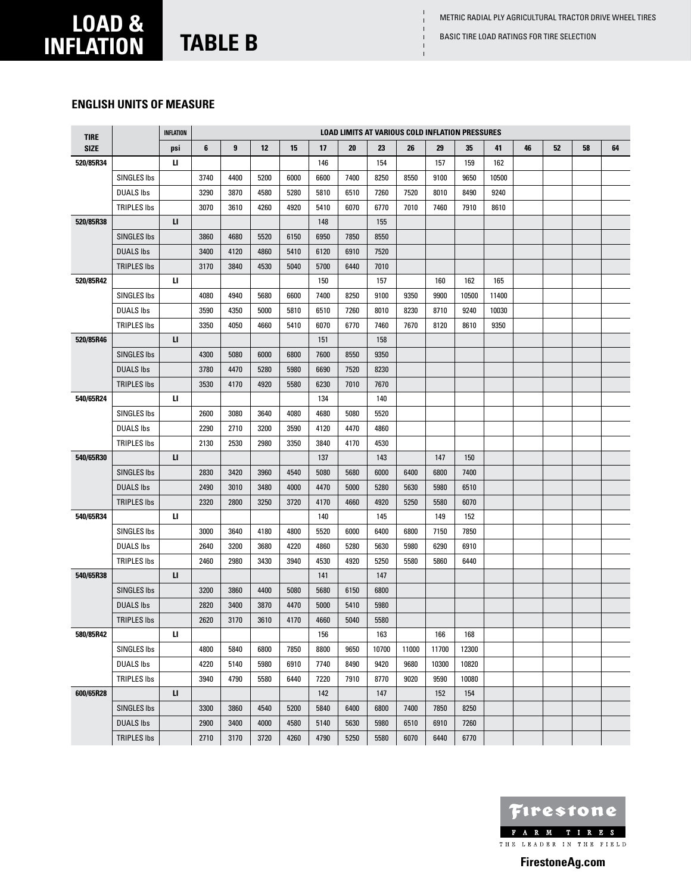# LOAD & INFLATION

## TABLE B

METRIC RADIAL PLY AGRICULTURAL TRACTOR DRIVE WHEEL TIRES

BASIC TIRE LOAD RATINGS FOR TIRE SELECTION

### ENGLISH UNITS OF MEASURE

| TIRE SIZE | | INFLATION | LOAD LIMITS AT VARIOUS COLD INFLATION PRESSURES | | | | | | | | | | | | | | |
|---|---|---|---|---|---|---|---|---|---|---|---|---|---|---|---|---|---|
| | | psi | 6 | 9 | 12 | 15 | 17 | 20 | 23 | 26 | 29 | 35 | 41 | 46 | 52 | 58 | 64 |
| 520/85R34 | | LI | | | | | 146 | | 154 | | 157 | 159 | 162 | | | | |
| | SINGLES lbs | | 3740 | 4400 | 5200 | 6000 | 6600 | 7400 | 8250 | 8550 | 9100 | 9650 | 10500 | | | | |
| | DUALS lbs | | 3290 | 3870 | 4580 | 5280 | 5810 | 6510 | 7260 | 7520 | 8010 | 8490 | 9240 | | | | |
| | TRIPLES lbs | | 3070 | 3610 | 4260 | 4920 | 5410 | 6070 | 6770 | 7010 | 7460 | 7910 | 8610 | | | | |
| 520/85R38 | | LI | | | | | 148 | | 155 | | | | | | | | |
| | SINGLES lbs | | 3860 | 4680 | 5520 | 6150 | 6950 | 7850 | 8550 | | | | | | | | |
| | DUALS lbs | | 3400 | 4120 | 4860 | 5410 | 6120 | 6910 | 7520 | | | | | | | | |
| | TRIPLES lbs | | 3170 | 3840 | 4530 | 5040 | 5700 | 6440 | 7010 | | | | | | | | |
| 520/85R42 | | LI | | | | | 150 | | 157 | | 160 | 162 | 165 | | | | |
| | SINGLES lbs | | 4080 | 4940 | 5680 | 6600 | 7400 | 8250 | 9100 | 9350 | 9900 | 10500 | 11400 | | | | |
| | DUALS lbs | | 3590 | 4350 | 5000 | 5810 | 6510 | 7260 | 8010 | 8230 | 8710 | 9240 | 10030 | | | | |
| | TRIPLES lbs | | 3350 | 4050 | 4660 | 5410 | 6070 | 6770 | 7460 | 7670 | 8120 | 8610 | 9350 | | | | |
| 520/85R46 | | LI | | | | | 151 | | 158 | | | | | | | | |
| | SINGLES lbs | | 4300 | 5080 | 6000 | 6800 | 7600 | 8550 | 9350 | | | | | | | | |
| | DUALS lbs | | 3780 | 4470 | 5280 | 5980 | 6690 | 7520 | 8230 | | | | | | | | |
| | TRIPLES lbs | | 3530 | 4170 | 4920 | 5580 | 6230 | 7010 | 7670 | | | | | | | | |
| 540/65R24 | | LI | | | | | 134 | | 140 | | | | | | | | |
| | SINGLES lbs | | 2600 | 3080 | 3640 | 4080 | 4680 | 5080 | 5520 | | | | | | | | |
| | DUALS lbs | | 2290 | 2710 | 3200 | 3590 | 4120 | 4470 | 4860 | | | | | | | | |
| | TRIPLES lbs | | 2130 | 2530 | 2980 | 3350 | 3840 | 4170 | 4530 | | | | | | | | |
| 540/65R30 | | LI | | | | | 137 | | 143 | | 147 | 150 | | | | | |
| | SINGLES lbs | | 2830 | 3420 | 3960 | 4540 | 5080 | 5680 | 6000 | 6400 | 6800 | 7400 | | | | | |
| | DUALS lbs | | 2490 | 3010 | 3480 | 4000 | 4470 | 5000 | 5280 | 5630 | 5980 | 6510 | | | | | |
| | TRIPLES lbs | | 2320 | 2800 | 3250 | 3720 | 4170 | 4660 | 4920 | 5250 | 5580 | 6070 | | | | | |
| 540/65R34 | | LI | | | | | 140 | | 145 | | 149 | 152 | | | | | |
| | SINGLES lbs | | 3000 | 3640 | 4180 | 4800 | 5520 | 6000 | 6400 | 6800 | 7150 | 7850 | | | | | |
| | DUALS lbs | | 2640 | 3200 | 3680 | 4220 | 4860 | 5280 | 5630 | 5980 | 6290 | 6910 | | | | | |
| | TRIPLES lbs | | 2460 | 2980 | 3430 | 3940 | 4530 | 4920 | 5250 | 5580 | 5860 | 6440 | | | | | |
| 540/65R38 | | LI | | | | | 141 | | 147 | | | | | | | | |
| | SINGLES lbs | | 3200 | 3860 | 4400 | 5080 | 5680 | 6150 | 6800 | | | | | | | | |
| | DUALS lbs | | 2820 | 3400 | 3870 | 4470 | 5000 | 5410 | 5980 | | | | | | | | |
| | TRIPLES lbs | | 2620 | 3170 | 3610 | 4170 | 4660 | 5040 | 5580 | | | | | | | | |
| 580/85R42 | | LI | | | | | 156 | | 163 | | 166 | 168 | | | | | |
| | SINGLES lbs | | 4800 | 5840 | 6800 | 7850 | 8800 | 9650 | 10700 | 11000 | 11700 | 12300 | | | | | |
| | DUALS lbs | | 4220 | 5140 | 5980 | 6910 | 7740 | 8490 | 9420 | 9680 | 10300 | 10820 | | | | | |
| | TRIPLES lbs | | 3940 | 4790 | 5580 | 6440 | 7220 | 7910 | 8770 | 9020 | 9590 | 10080 | | | | | |
| 600/65R28 | | LI | | | | | 142 | | 147 | | 152 | 154 | | | | | |
| | SINGLES lbs | | 3300 | 3860 | 4540 | 5200 | 5840 | 6400 | 6800 | 7400 | 7850 | 8250 | | | | | |
| | DUALS lbs | | 2900 | 3400 | 4000 | 4580 | 5140 | 5630 | 5980 | 6510 | 6910 | 7260 | | | | | |
| | TRIPLES lbs | | 2710 | 3170 | 3720 | 4260 | 4790 | 5250 | 5580 | 6070 | 6440 | 6770 | | | | | |

Firestone FARM TIRES

THE LEADER IN THE FIELD

FirestoneAg.com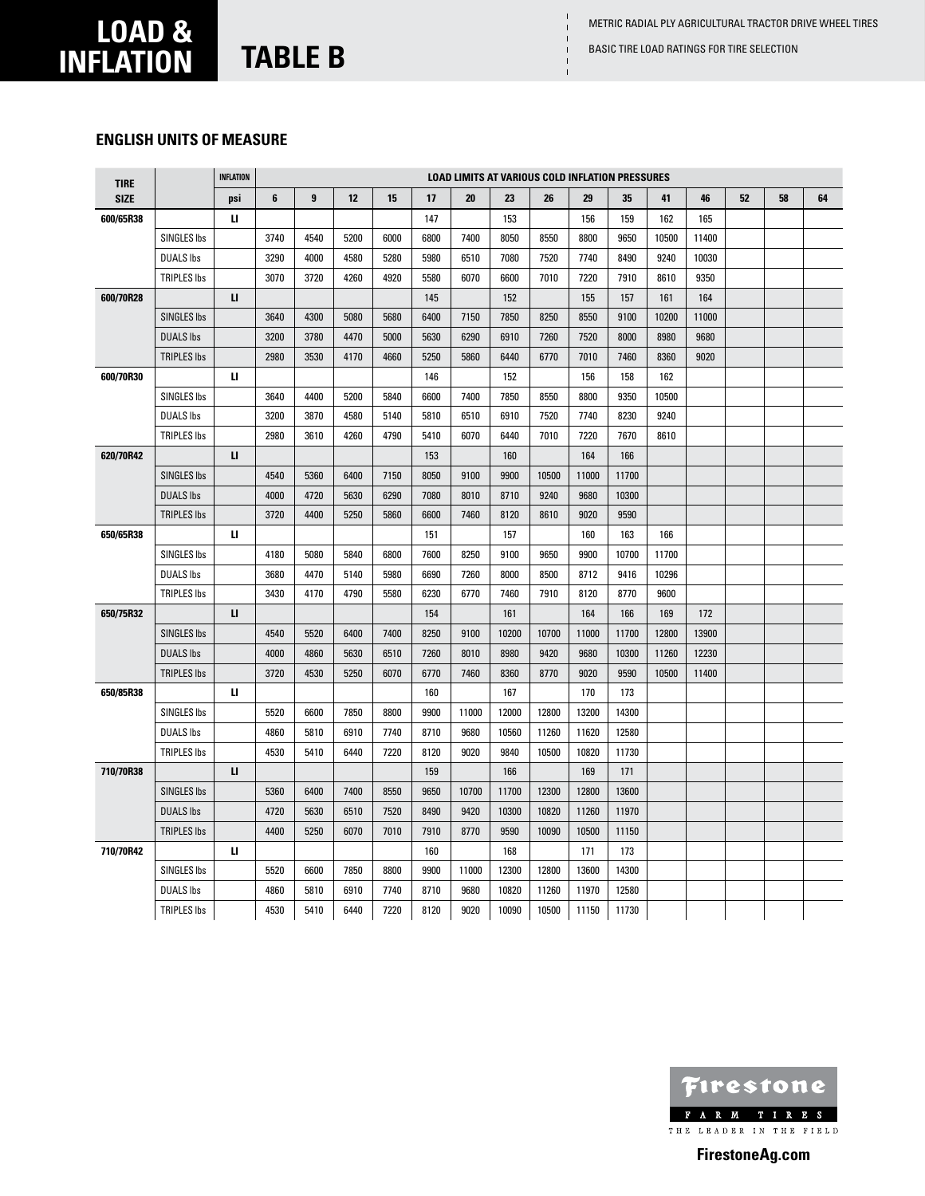# LOAD & INFLATION

# TABLE B

METRIC RADIAL PLY AGRICULTURAL TRACTOR DRIVE WHEEL TIRES

BASIC TIRE LOAD RATINGS FOR TIRE SELECTION

### ENGLISH UNITS OF MEASURE

| TIRE SIZE | | INFLATION | LOAD LIMITS AT VARIOUS COLD INFLATION PRESSURES | | | | | | | | | | | | | | |
|---|---|---|---|---|---|---|---|---|---|---|---|---|---|---|---|---|---|
| | | psi | 6 | 9 | 12 | 15 | 17 | 20 | 23 | 26 | 29 | 35 | 41 | 46 | 52 | 58 | 64 |
| 600/65R38 | | LI | | | | | 147 | | 153 | | 156 | 159 | 162 | 165 | | | |
| | SINGLES lbs | | 3740 | 4540 | 5200 | 6000 | 6800 | 7400 | 8050 | 8550 | 8800 | 9650 | 10500 | 11400 | | | |
| | DUALS lbs | | 3290 | 4000 | 4580 | 5280 | 5980 | 6510 | 7080 | 7520 | 7740 | 8490 | 9240 | 10030 | | | |
| | TRIPLES lbs | | 3070 | 3720 | 4260 | 4920 | 5580 | 6070 | 6600 | 7010 | 7220 | 7910 | 8610 | 9350 | | | |
| 600/70R28 | | LI | | | | | 145 | | 152 | | 155 | 157 | 161 | 164 | | | |
| | SINGLES lbs | | 3640 | 4300 | 5080 | 5680 | 6400 | 7150 | 7850 | 8250 | 8550 | 9100 | 10200 | 11000 | | | |
| | DUALS lbs | | 3200 | 3780 | 4470 | 5000 | 5630 | 6290 | 6910 | 7260 | 7520 | 8000 | 8980 | 9680 | | | |
| | TRIPLES lbs | | 2980 | 3530 | 4170 | 4660 | 5250 | 5860 | 6440 | 6770 | 7010 | 7460 | 8360 | 9020 | | | |
| 600/70R30 | | LI | | | | | 146 | | 152 | | 156 | 158 | 162 | | | | |
| | SINGLES lbs | | 3640 | 4400 | 5200 | 5840 | 6600 | 7400 | 7850 | 8550 | 8800 | 9350 | 10500 | | | | |
| | DUALS lbs | | 3200 | 3870 | 4580 | 5140 | 5810 | 6510 | 6910 | 7520 | 7740 | 8230 | 9240 | | | | |
| | TRIPLES lbs | | 2980 | 3610 | 4260 | 4790 | 5410 | 6070 | 6440 | 7010 | 7220 | 7670 | 8610 | | | | |
| 620/70R42 | | LI | | | | | 153 | | 160 | | 164 | 166 | | | | | |
| | SINGLES lbs | | 4540 | 5360 | 6400 | 7150 | 8050 | 9100 | 9900 | 10500 | 11000 | 11700 | | | | | |
| | DUALS lbs | | 4000 | 4720 | 5630 | 6290 | 7080 | 8010 | 8710 | 9240 | 9680 | 10300 | | | | | |
| | TRIPLES lbs | | 3720 | 4400 | 5250 | 5860 | 6600 | 7460 | 8120 | 8610 | 9020 | 9590 | | | | | |
| 650/65R38 | | LI | | | | | 151 | | 157 | | 160 | 163 | 166 | | | | |
| | SINGLES lbs | | 4180 | 5080 | 5840 | 6800 | 7600 | 8250 | 9100 | 9650 | 9900 | 10700 | 11700 | | | | |
| | DUALS lbs | | 3680 | 4470 | 5140 | 5980 | 6690 | 7260 | 8000 | 8500 | 8712 | 9416 | 10296 | | | | |
| | TRIPLES lbs | | 3430 | 4170 | 4790 | 5580 | 6230 | 6770 | 7460 | 7910 | 8120 | 8770 | 9600 | | | | |
| 650/75R32 | | LI | | | | | 154 | | 161 | | 164 | 166 | 169 | 172 | | | |
| | SINGLES lbs | | 4540 | 5520 | 6400 | 7400 | 8250 | 9100 | 10200 | 10700 | 11000 | 11700 | 12800 | 13900 | | | |
| | DUALS lbs | | 4000 | 4860 | 5630 | 6510 | 7260 | 8010 | 8980 | 9420 | 9680 | 10300 | 11260 | 12230 | | | |
| | TRIPLES lbs | | 3720 | 4530 | 5250 | 6070 | 6770 | 7460 | 8360 | 8770 | 9020 | 9590 | 10500 | 11400 | | | |
| 650/85R38 | | LI | | | | | 160 | | 167 | | 170 | 173 | | | | | |
| | SINGLES lbs | | 5520 | 6600 | 7850 | 8800 | 9900 | 11000 | 12000 | 12800 | 13200 | 14300 | | | | | |
| | DUALS lbs | | 4860 | 5810 | 6910 | 7740 | 8710 | 9680 | 10560 | 11260 | 11620 | 12580 | | | | | |
| | TRIPLES lbs | | 4530 | 5410 | 6440 | 7220 | 8120 | 9020 | 9840 | 10500 | 10820 | 11730 | | | | | |
| 710/70R38 | | LI | | | | | 159 | | 166 | | 169 | 171 | | | | | |
| | SINGLES lbs | | 5360 | 6400 | 7400 | 8550 | 9650 | 10700 | 11700 | 12300 | 12800 | 13600 | | | | | |
| | DUALS lbs | | 4720 | 5630 | 6510 | 7520 | 8490 | 9420 | 10300 | 10820 | 11260 | 11970 | | | | | |
| | TRIPLES lbs | | 4400 | 5250 | 6070 | 7010 | 7910 | 8770 | 9590 | 10090 | 10500 | 11150 | | | | | |
| 710/70R42 | | LI | | | | | 160 | | 168 | | 171 | 173 | | | | | |
| | SINGLES lbs | | 5520 | 6600 | 7850 | 8800 | 9900 | 11000 | 12300 | 12800 | 13600 | 14300 | | | | | |
| | DUALS lbs | | 4860 | 5810 | 6910 | 7740 | 8710 | 9680 | 10820 | 11260 | 11970 | 12580 | | | | | |
| | TRIPLES lbs | | 4530 | 5410 | 6440 | 7220 | 8120 | 9020 | 10090 | 10500 | 11150 | 11730 | | | | | |

Firestone FARM TIRES THE LEADER IN THE FIELD

FirestoneAg.com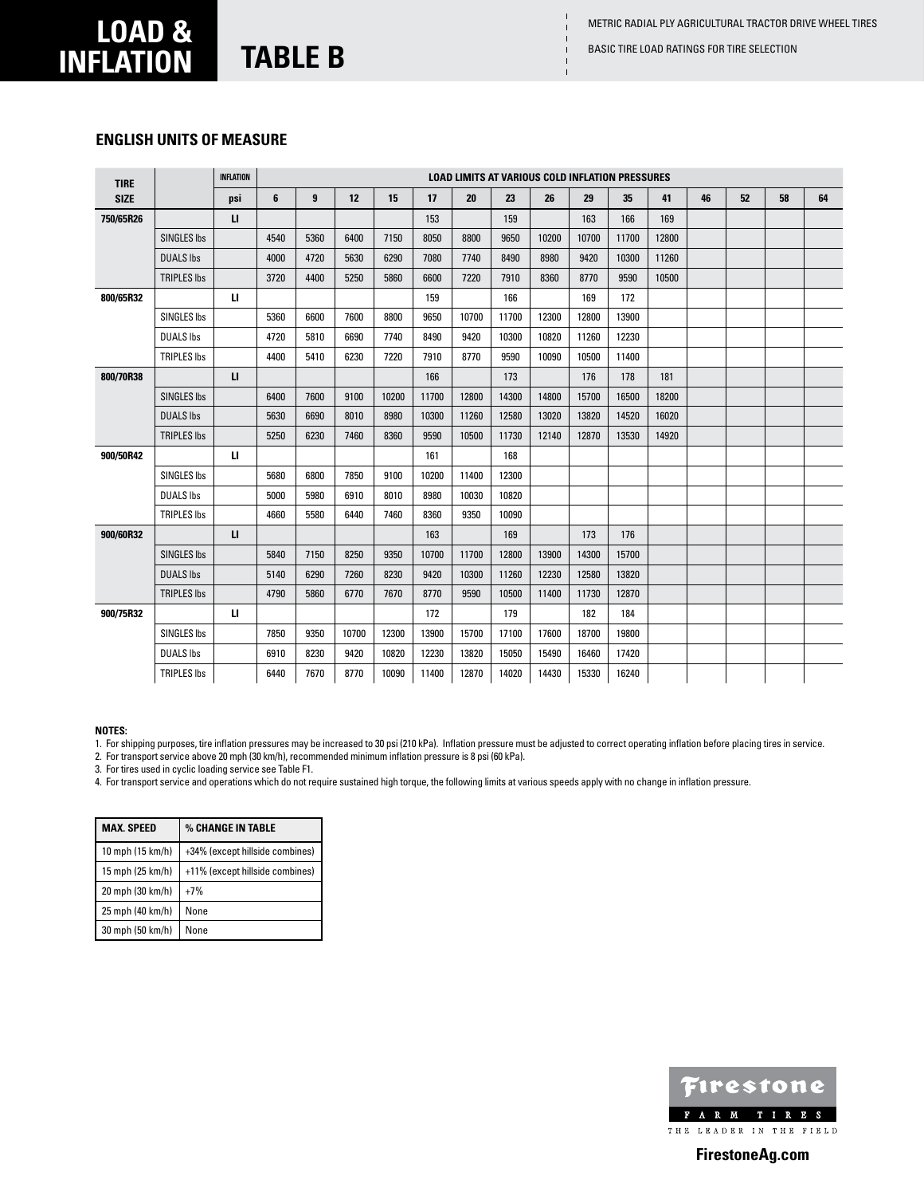# LOAD & INFLATION

## TABLE B

METRIC RADIAL PLY AGRICULTURAL TRACTOR DRIVE WHEEL TIRES

BASIC TIRE LOAD RATINGS FOR TIRE SELECTION

### ENGLISH UNITS OF MEASURE

| TIRE SIZE | | INFLATION | LOAD LIMITS AT VARIOUS COLD INFLATION PRESSURES | | | | | | | | | | | | | | |
|---|---|---|---|---|---|---|---|---|---|---|---|---|---|---|---|---|---|
| | | psi | 6 | 9 | 12 | 15 | 17 | 20 | 23 | 26 | 29 | 35 | 41 | 46 | 52 | 58 | 64 |
| 750/65R26 | | LI | | | | | 153 | | 159 | | 163 | 166 | 169 | | | | |
| | SINGLES lbs | | 4540 | 5360 | 6400 | 7150 | 8050 | 8800 | 9650 | 10200 | 10700 | 11700 | 12800 | | | | |
| | DUALS lbs | | 4000 | 4720 | 5630 | 6290 | 7080 | 7740 | 8490 | 8980 | 9420 | 10300 | 11260 | | | | |
| | TRIPLES lbs | | 3720 | 4400 | 5250 | 5860 | 6600 | 7220 | 7910 | 8360 | 8770 | 9590 | 10500 | | | | |
| 800/65R32 | | LI | | | | | 159 | | 166 | | 169 | 172 | | | | | |
| | SINGLES lbs | | 5360 | 6600 | 7600 | 8800 | 9650 | 10700 | 11700 | 12300 | 12800 | 13900 | | | | | |
| | DUALS lbs | | 4720 | 5810 | 6690 | 7740 | 8490 | 9420 | 10300 | 10820 | 11260 | 12230 | | | | | |
| | TRIPLES lbs | | 4400 | 5410 | 6230 | 7220 | 7910 | 8770 | 9590 | 10090 | 10500 | 11400 | | | | | |
| 800/70R38 | | LI | | | | | 166 | | 173 | | 176 | 178 | 181 | | | | |
| | SINGLES lbs | | 6400 | 7600 | 9100 | 10200 | 11700 | 12800 | 14300 | 14800 | 15700 | 16500 | 18200 | | | | |
| | DUALS lbs | | 5630 | 6690 | 8010 | 8980 | 10300 | 11260 | 12580 | 13020 | 13820 | 14520 | 16020 | | | | |
| | TRIPLES lbs | | 5250 | 6230 | 7460 | 8360 | 9590 | 10500 | 11730 | 12140 | 12870 | 13530 | 14920 | | | | |
| 900/50R42 | | LI | | | | | 161 | | 168 | | | | | | | | |
| | SINGLES lbs | | 5680 | 6800 | 7850 | 9100 | 10200 | 11400 | 12300 | | | | | | | | |
| | DUALS lbs | | 5000 | 5980 | 6910 | 8010 | 8980 | 10030 | 10820 | | | | | | | | |
| | TRIPLES lbs | | 4660 | 5580 | 6440 | 7460 | 8360 | 9350 | 10090 | | | | | | | | |
| 900/60R32 | | LI | | | | | 163 | | 169 | | 173 | 176 | | | | | |
| | SINGLES lbs | | 5840 | 7150 | 8250 | 9350 | 10700 | 11700 | 12800 | 13900 | 14300 | 15700 | | | | | |
| | DUALS lbs | | 5140 | 6290 | 7260 | 8230 | 9420 | 10300 | 11260 | 12230 | 12580 | 13820 | | | | | |
| | TRIPLES lbs | | 4790 | 5860 | 6770 | 7670 | 8770 | 9590 | 10500 | 11400 | 11730 | 12870 | | | | | |
| 900/75R32 | | LI | | | | | 172 | | 179 | | 182 | 184 | | | | | |
| | SINGLES lbs | | 7850 | 9350 | 10700 | 12300 | 13900 | 15700 | 17100 | 17600 | 18700 | 19800 | | | | | |
| | DUALS lbs | | 6910 | 8230 | 9420 | 10820 | 12230 | 13820 | 15050 | 15490 | 16460 | 17420 | | | | | |
| | TRIPLES lbs | | 6440 | 7670 | 8770 | 10090 | 11400 | 12870 | 14020 | 14430 | 15330 | 16240 | | | | | |

**NOTES:**

1. For shipping purposes, tire inflation pressures may be increased to 30 psi (210 kPa). Inflation pressure must be adjusted to correct operating inflation before placing tires in service.
2. For transport service above 20 mph (30 km/h), recommended minimum inflation pressure is 8 psi (60 kPa).
3. For tires used in cyclic loading service see Table F1.
4. For transport service and operations which do not require sustained high torque, the following limits at various speeds apply with no change in inflation pressure.

| MAX. SPEED | % CHANGE IN TABLE |
|---|---|
| 10 mph (15 km/h) | +34% (except hillside combines) |
| 15 mph (25 km/h) | +11% (except hillside combines) |
| 20 mph (30 km/h) | +7% |
| 25 mph (40 km/h) | None |
| 30 mph (50 km/h) | None |

Firestone FARM TIRES
THE LEADER IN THE FIELD

FirestoneAg.com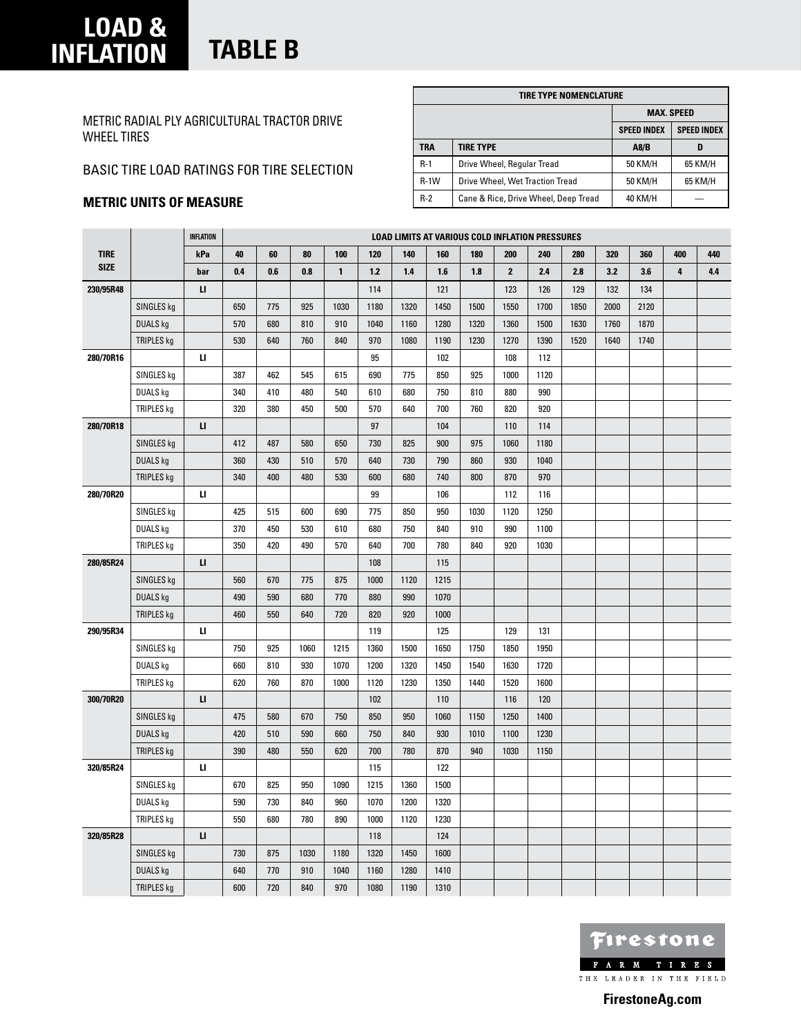# LOAD & INFLATION

# TABLE B

METRIC RADIAL PLY AGRICULTURAL TRACTOR DRIVE WHEEL TIRES

BASIC TIRE LOAD RATINGS FOR TIRE SELECTION

**METRIC UNITS OF MEASURE**

| TIRE TYPE NOMENCLATURE | | | |
|---|---|---|---|
| | | MAX. SPEED | |
| | | SPEED INDEX | SPEED INDEX |
| TRA | TIRE TYPE | A8/B | D |
| R-1 | Drive Wheel, Regular Tread | 50 KM/H | 65 KM/H |
| R-1W | Drive Wheel, Wet Traction Tread | 50 KM/H | 65 KM/H |
| R-2 | Cane & Rice, Drive Wheel, Deep Tread | 40 KM/H | — |

| TIRE SIZE | | INFLATION | LOAD LIMITS AT VARIOUS COLD INFLATION PRESSURES | | | | | | | | | | | | | | |
|---|---|---|---|---|---|---|---|---|---|---|---|---|---|---|---|---|---|
| | | kPa | 40 | 60 | 80 | 100 | 120 | 140 | 160 | 180 | 200 | 240 | 280 | 320 | 360 | 400 | 440 |
| | | bar | 0.4 | 0.6 | 0.8 | 1 | 1.2 | 1.4 | 1.6 | 1.8 | 2 | 2.4 | 2.8 | 3.2 | 3.6 | 4 | 4.4 |
| 230/95R48 | | LI | | | | | 114 | | 121 | | 123 | 126 | 129 | 132 | 134 | | |
| | SINGLES kg | | 650 | 775 | 925 | 1030 | 1180 | 1320 | 1450 | 1500 | 1550 | 1700 | 1850 | 2000 | 2120 | | |
| | DUALS kg | | 570 | 680 | 810 | 910 | 1040 | 1160 | 1280 | 1320 | 1360 | 1500 | 1630 | 1760 | 1870 | | |
| | TRIPLES kg | | 530 | 640 | 760 | 840 | 970 | 1080 | 1190 | 1230 | 1270 | 1390 | 1520 | 1640 | 1740 | | |
| 280/70R16 | | LI | | | | | 95 | | 102 | | 108 | 112 | | | | | |
| | SINGLES kg | | 387 | 462 | 545 | 615 | 690 | 775 | 850 | 925 | 1000 | 1120 | | | | | |
| | DUALS kg | | 340 | 410 | 480 | 540 | 610 | 680 | 750 | 810 | 880 | 990 | | | | | |
| | TRIPLES kg | | 320 | 380 | 450 | 500 | 570 | 640 | 700 | 760 | 820 | 920 | | | | | |
| 280/70R18 | | LI | | | | | 97 | | 104 | | 110 | 114 | | | | | |
| | SINGLES kg | | 412 | 487 | 580 | 650 | 730 | 825 | 900 | 975 | 1060 | 1180 | | | | | |
| | DUALS kg | | 360 | 430 | 510 | 570 | 640 | 730 | 790 | 860 | 930 | 1040 | | | | | |
| | TRIPLES kg | | 340 | 400 | 480 | 530 | 600 | 680 | 740 | 800 | 870 | 970 | | | | | |
| 280/70R20 | | LI | | | | | 99 | | 106 | | 112 | 116 | | | | | |
| | SINGLES kg | | 425 | 515 | 600 | 690 | 775 | 850 | 950 | 1030 | 1120 | 1250 | | | | | |
| | DUALS kg | | 370 | 450 | 530 | 610 | 680 | 750 | 840 | 910 | 990 | 1100 | | | | | |
| | TRIPLES kg | | 350 | 420 | 490 | 570 | 640 | 700 | 780 | 840 | 920 | 1030 | | | | | |
| 280/85R24 | | LI | | | | | 108 | | 115 | | | | | | | | |
| | SINGLES kg | | 560 | 670 | 775 | 875 | 1000 | 1120 | 1215 | | | | | | | | |
| | DUALS kg | | 490 | 590 | 680 | 770 | 880 | 990 | 1070 | | | | | | | | |
| | TRIPLES kg | | 460 | 550 | 640 | 720 | 820 | 920 | 1000 | | | | | | | | |
| 290/95R34 | | LI | | | | | 119 | | 125 | | 129 | 131 | | | | | |
| | SINGLES kg | | 750 | 925 | 1060 | 1215 | 1360 | 1500 | 1650 | 1750 | 1850 | 1950 | | | | | |
| | DUALS kg | | 660 | 810 | 930 | 1070 | 1200 | 1320 | 1450 | 1540 | 1630 | 1720 | | | | | |
| | TRIPLES kg | | 620 | 760 | 870 | 1000 | 1120 | 1230 | 1350 | 1440 | 1520 | 1600 | | | | | |
| 300/70R20 | | LI | | | | | 102 | | 110 | | 116 | 120 | | | | | |
| | SINGLES kg | | 475 | 580 | 670 | 750 | 850 | 950 | 1060 | 1150 | 1250 | 1400 | | | | | |
| | DUALS kg | | 420 | 510 | 590 | 660 | 750 | 840 | 930 | 1010 | 1100 | 1230 | | | | | |
| | TRIPLES kg | | 390 | 480 | 550 | 620 | 700 | 780 | 870 | 940 | 1030 | 1150 | | | | | |
| 320/85R24 | | LI | | | | | 115 | | 122 | | | | | | | | |
| | SINGLES kg | | 670 | 825 | 950 | 1090 | 1215 | 1360 | 1500 | | | | | | | | |
| | DUALS kg | | 590 | 730 | 840 | 960 | 1070 | 1200 | 1320 | | | | | | | | |
| | TRIPLES kg | | 550 | 680 | 780 | 890 | 1000 | 1120 | 1230 | | | | | | | | |
| 320/85R28 | | LI | | | | | 118 | | 124 | | | | | | | | |
| | SINGLES kg | | 730 | 875 | 1030 | 1180 | 1320 | 1450 | 1600 | | | | | | | | |
| | DUALS kg | | 640 | 770 | 910 | 1040 | 1160 | 1280 | 1410 | | | | | | | | |
| | TRIPLES kg | | 600 | 720 | 840 | 970 | 1080 | 1190 | 1310 | | | | | | | | |

Firestone FARM TIRES
THE LEADER IN THE FIELD

FirestoneAg.com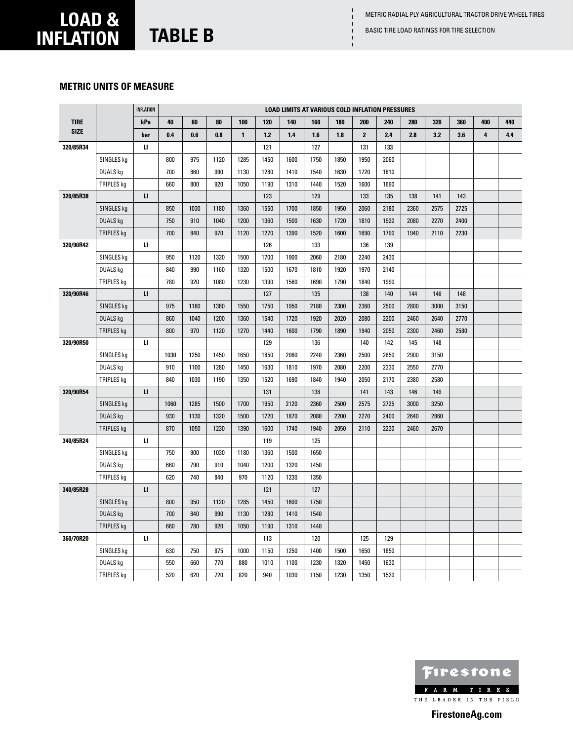# LOAD & INFLATION

## TABLE B

METRIC RADIAL PLY AGRICULTURAL TRACTOR DRIVE WHEEL TIRES

BASIC TIRE LOAD RATINGS FOR TIRE SELECTION

### METRIC UNITS OF MEASURE

| TIRE SIZE | | INFLATION | LOAD LIMITS AT VARIOUS COLD INFLATION PRESSURES | | | | | | | | | | | | | | |
|---|---|---|---|---|---|---|---|---|---|---|---|---|---|---|---|---|---|
| | | kPa | 40 | 60 | 80 | 100 | 120 | 140 | 160 | 180 | 200 | 240 | 280 | 320 | 360 | 400 | 440 |
| | | bar | 0.4 | 0.6 | 0.8 | 1 | 1.2 | 1.4 | 1.6 | 1.8 | 2 | 2.4 | 2.8 | 3.2 | 3.6 | 4 | 4.4 |
| 320/85R34 | | LI | | | | | 121 | | 127 | | 131 | 133 | | | | | |
| | SINGLES kg | | 800 | 975 | 1120 | 1285 | 1450 | 1600 | 1750 | 1850 | 1950 | 2060 | | | | | |
| | DUALS kg | | 700 | 860 | 990 | 1130 | 1280 | 1410 | 1540 | 1630 | 1720 | 1810 | | | | | |
| | TRIPLES kg | | 660 | 800 | 920 | 1050 | 1190 | 1310 | 1440 | 1520 | 1600 | 1690 | | | | | |
| 320/85R38 | | LI | | | | | 123 | | 129 | | 133 | 135 | 138 | 141 | 143 | | |
| | SINGLES kg | | 850 | 1030 | 1180 | 1360 | 1550 | 1700 | 1850 | 1950 | 2060 | 2180 | 2360 | 2575 | 2725 | | |
| | DUALS kg | | 750 | 910 | 1040 | 1200 | 1360 | 1500 | 1630 | 1720 | 1810 | 1920 | 2080 | 2270 | 2400 | | |
| | TRIPLES kg | | 700 | 840 | 970 | 1120 | 1270 | 1390 | 1520 | 1600 | 1690 | 1790 | 1940 | 2110 | 2230 | | |
| 320/90R42 | | LI | | | | | 126 | | 133 | | 136 | 139 | | | | | |
| | SINGLES kg | | 950 | 1120 | 1320 | 1500 | 1700 | 1900 | 2060 | 2180 | 2240 | 2430 | | | | | |
| | DUALS kg | | 840 | 990 | 1160 | 1320 | 1500 | 1670 | 1810 | 1920 | 1970 | 2140 | | | | | |
| | TRIPLES kg | | 780 | 920 | 1080 | 1230 | 1390 | 1560 | 1690 | 1790 | 1840 | 1990 | | | | | |
| 320/90R46 | | LI | | | | | 127 | | 135 | | 138 | 140 | 144 | 146 | 148 | | |
| | SINGLES kg | | 975 | 1180 | 1360 | 1550 | 1750 | 1950 | 2180 | 2300 | 2360 | 2500 | 2800 | 3000 | 3150 | | |
| | DUALS kg | | 860 | 1040 | 1200 | 1360 | 1540 | 1720 | 1920 | 2020 | 2080 | 2200 | 2460 | 2640 | 2770 | | |
| | TRIPLES kg | | 800 | 970 | 1120 | 1270 | 1440 | 1600 | 1790 | 1890 | 1940 | 2050 | 2300 | 2460 | 2580 | | |
| 320/90R50 | | LI | | | | | 129 | | 136 | | 140 | 142 | 145 | 148 | | | |
| | SINGLES kg | | 1030 | 1250 | 1450 | 1650 | 1850 | 2060 | 2240 | 2360 | 2500 | 2650 | 2900 | 3150 | | | |
| | DUALS kg | | 910 | 1100 | 1280 | 1450 | 1630 | 1810 | 1970 | 2080 | 2200 | 2330 | 2550 | 2770 | | | |
| | TRIPLES kg | | 840 | 1030 | 1190 | 1350 | 1520 | 1690 | 1840 | 1940 | 2050 | 2170 | 2380 | 2580 | | | |
| 320/90R54 | | LI | | | | | 131 | | 138 | | 141 | 143 | 146 | 149 | | | |
| | SINGLES kg | | 1060 | 1285 | 1500 | 1700 | 1950 | 2120 | 2360 | 2500 | 2575 | 2725 | 3000 | 3250 | | | |
| | DUALS kg | | 930 | 1130 | 1320 | 1500 | 1720 | 1870 | 2080 | 2200 | 2270 | 2400 | 2640 | 2860 | | | |
| | TRIPLES kg | | 870 | 1050 | 1230 | 1390 | 1600 | 1740 | 1940 | 2050 | 2110 | 2230 | 2460 | 2670 | | | |
| 340/85R24 | | LI | | | | | 119 | | 125 | | | | | | | | |
| | SINGLES kg | | 750 | 900 | 1030 | 1180 | 1360 | 1500 | 1650 | | | | | | | | |
| | DUALS kg | | 660 | 790 | 910 | 1040 | 1200 | 1320 | 1450 | | | | | | | | |
| | TRIPLES kg | | 620 | 740 | 840 | 970 | 1120 | 1230 | 1350 | | | | | | | | |
| 340/85R28 | | LI | | | | | 121 | | 127 | | | | | | | | |
| | SINGLES kg | | 800 | 950 | 1120 | 1285 | 1450 | 1600 | 1750 | | | | | | | | |
| | DUALS kg | | 700 | 840 | 990 | 1130 | 1280 | 1410 | 1540 | | | | | | | | |
| | TRIPLES kg | | 660 | 780 | 920 | 1050 | 1190 | 1310 | 1440 | | | | | | | | |
| 360/70R20 | | LI | | | | | 113 | | 120 | | 125 | 129 | | | | | |
| | SINGLES kg | | 630 | 750 | 875 | 1000 | 1150 | 1250 | 1400 | 1500 | 1650 | 1850 | | | | | |
| | DUALS kg | | 550 | 660 | 770 | 880 | 1010 | 1100 | 1230 | 1320 | 1450 | 1630 | | | | | |
| | TRIPLES kg | | 520 | 620 | 720 | 820 | 940 | 1030 | 1150 | 1230 | 1350 | 1520 | | | | | |

Firestone FARM TIRES
THE LEADER IN THE FIELD

FirestoneAg.com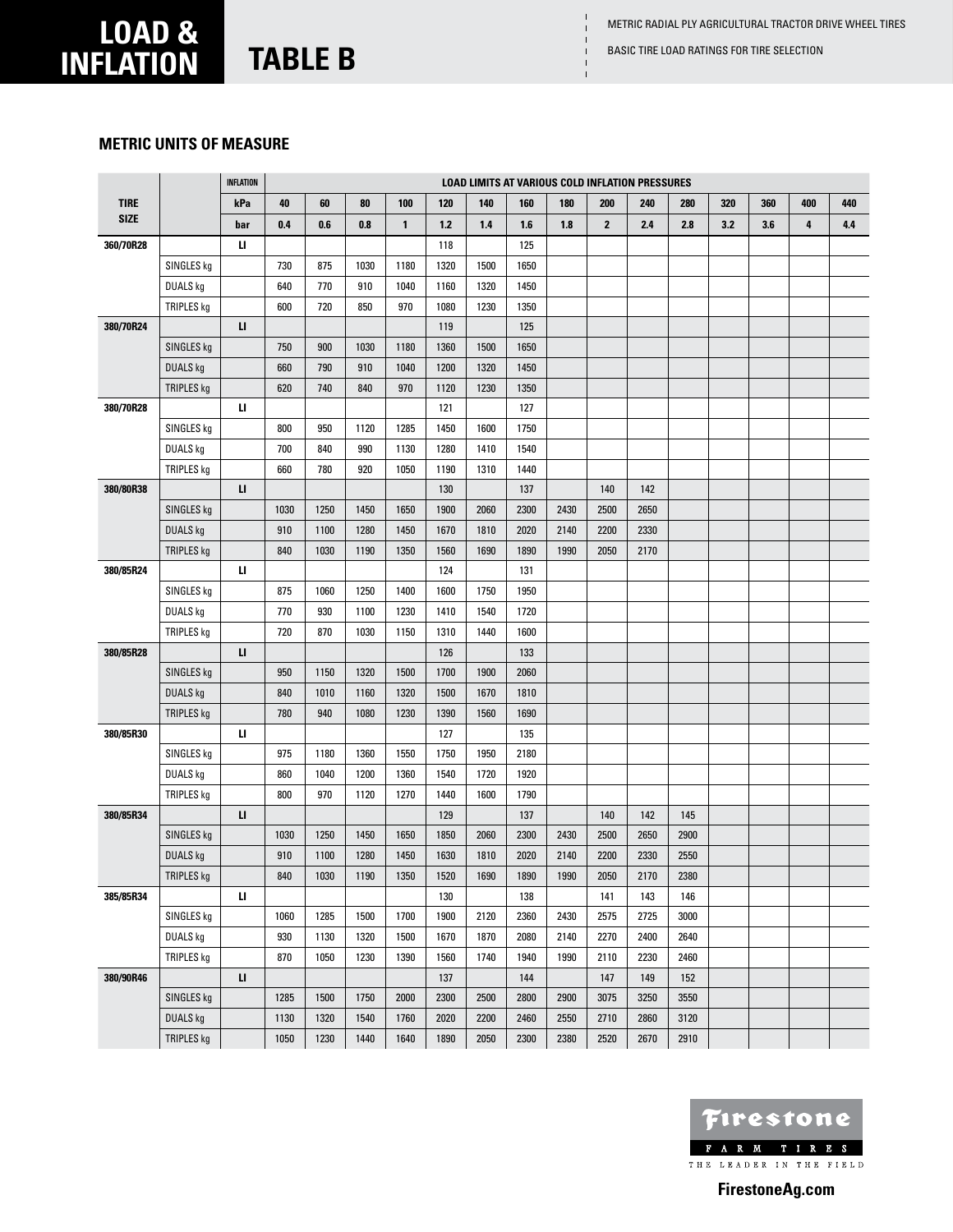# LOAD & INFLATION

## TABLE B

METRIC RADIAL PLY AGRICULTURAL TRACTOR DRIVE WHEEL TIRES

BASIC TIRE LOAD RATINGS FOR TIRE SELECTION

### METRIC UNITS OF MEASURE

| TIRE SIZE | | INFLATION | LOAD LIMITS AT VARIOUS COLD INFLATION PRESSURES | | | | | | | | | | | | | | |
|---|---|---|---|---|---|---|---|---|---|---|---|---|---|---|---|---|---|
| | | kPa | 40 | 60 | 80 | 100 | 120 | 140 | 160 | 180 | 200 | 240 | 280 | 320 | 360 | 400 | 440 |
| | | bar | 0.4 | 0.6 | 0.8 | 1 | 1.2 | 1.4 | 1.6 | 1.8 | 2 | 2.4 | 2.8 | 3.2 | 3.6 | 4 | 4.4 |
| 360/70R28 | | LI | | | | | 118 | | 125 | | | | | | | | |
| | SINGLES kg | | 730 | 875 | 1030 | 1180 | 1320 | 1500 | 1650 | | | | | | | | |
| | DUALS kg | | 640 | 770 | 910 | 1040 | 1160 | 1320 | 1450 | | | | | | | | |
| | TRIPLES kg | | 600 | 720 | 850 | 970 | 1080 | 1230 | 1350 | | | | | | | | |
| 380/70R24 | | LI | | | | | 119 | | 125 | | | | | | | | |
| | SINGLES kg | | 750 | 900 | 1030 | 1180 | 1360 | 1500 | 1650 | | | | | | | | |
| | DUALS kg | | 660 | 790 | 910 | 1040 | 1200 | 1320 | 1450 | | | | | | | | |
| | TRIPLES kg | | 620 | 740 | 840 | 970 | 1120 | 1230 | 1350 | | | | | | | | |
| 380/70R28 | | LI | | | | | 121 | | 127 | | | | | | | | |
| | SINGLES kg | | 800 | 950 | 1120 | 1285 | 1450 | 1600 | 1750 | | | | | | | | |
| | DUALS kg | | 700 | 840 | 990 | 1130 | 1280 | 1410 | 1540 | | | | | | | | |
| | TRIPLES kg | | 660 | 780 | 920 | 1050 | 1190 | 1310 | 1440 | | | | | | | | |
| 380/80R38 | | LI | | | | | 130 | | 137 | | 140 | 142 | | | | | |
| | SINGLES kg | | 1030 | 1250 | 1450 | 1650 | 1900 | 2060 | 2300 | 2430 | 2500 | 2650 | | | | | |
| | DUALS kg | | 910 | 1100 | 1280 | 1450 | 1670 | 1810 | 2020 | 2140 | 2200 | 2330 | | | | | |
| | TRIPLES kg | | 840 | 1030 | 1190 | 1350 | 1560 | 1690 | 1890 | 1990 | 2050 | 2170 | | | | | |
| 380/85R24 | | LI | | | | | 124 | | 131 | | | | | | | | |
| | SINGLES kg | | 875 | 1060 | 1250 | 1400 | 1600 | 1750 | 1950 | | | | | | | | |
| | DUALS kg | | 770 | 930 | 1100 | 1230 | 1410 | 1540 | 1720 | | | | | | | | |
| | TRIPLES kg | | 720 | 870 | 1030 | 1150 | 1310 | 1440 | 1600 | | | | | | | | |
| 380/85R28 | | LI | | | | | 126 | | 133 | | | | | | | | |
| | SINGLES kg | | 950 | 1150 | 1320 | 1500 | 1700 | 1900 | 2060 | | | | | | | | |
| | DUALS kg | | 840 | 1010 | 1160 | 1320 | 1500 | 1670 | 1810 | | | | | | | | |
| | TRIPLES kg | | 780 | 940 | 1080 | 1230 | 1390 | 1560 | 1690 | | | | | | | | |
| 380/85R30 | | LI | | | | | 127 | | 135 | | | | | | | | |
| | SINGLES kg | | 975 | 1180 | 1360 | 1550 | 1750 | 1950 | 2180 | | | | | | | | |
| | DUALS kg | | 860 | 1040 | 1200 | 1360 | 1540 | 1720 | 1920 | | | | | | | | |
| | TRIPLES kg | | 800 | 970 | 1120 | 1270 | 1440 | 1600 | 1790 | | | | | | | | |
| 380/85R34 | | LI | | | | | 129 | | 137 | | 140 | 142 | 145 | | | | |
| | SINGLES kg | | 1030 | 1250 | 1450 | 1650 | 1850 | 2060 | 2300 | 2430 | 2500 | 2650 | 2900 | | | | |
| | DUALS kg | | 910 | 1100 | 1280 | 1450 | 1630 | 1810 | 2020 | 2140 | 2200 | 2330 | 2550 | | | | |
| | TRIPLES kg | | 840 | 1030 | 1190 | 1350 | 1520 | 1690 | 1890 | 1990 | 2050 | 2170 | 2380 | | | | |
| 385/85R34 | | LI | | | | | 130 | | 138 | | 141 | 143 | 146 | | | | |
| | SINGLES kg | | 1060 | 1285 | 1500 | 1700 | 1900 | 2120 | 2360 | 2430 | 2575 | 2725 | 3000 | | | | |
| | DUALS kg | | 930 | 1130 | 1320 | 1500 | 1670 | 1870 | 2080 | 2140 | 2270 | 2400 | 2640 | | | | |
| | TRIPLES kg | | 870 | 1050 | 1230 | 1390 | 1560 | 1740 | 1940 | 1990 | 2110 | 2230 | 2460 | | | | |
| 380/90R46 | | LI | | | | | 137 | | 144 | | 147 | 149 | 152 | | | | |
| | SINGLES kg | | 1285 | 1500 | 1750 | 2000 | 2300 | 2500 | 2800 | 2900 | 3075 | 3250 | 3550 | | | | |
| | DUALS kg | | 1130 | 1320 | 1540 | 1760 | 2020 | 2200 | 2460 | 2550 | 2710 | 2860 | 3120 | | | | |
| | TRIPLES kg | | 1050 | 1230 | 1440 | 1640 | 1890 | 2050 | 2300 | 2380 | 2520 | 2670 | 2910 | | | | |

Firestone FARM TIRES THE LEADER IN THE FIELD

FirestoneAg.com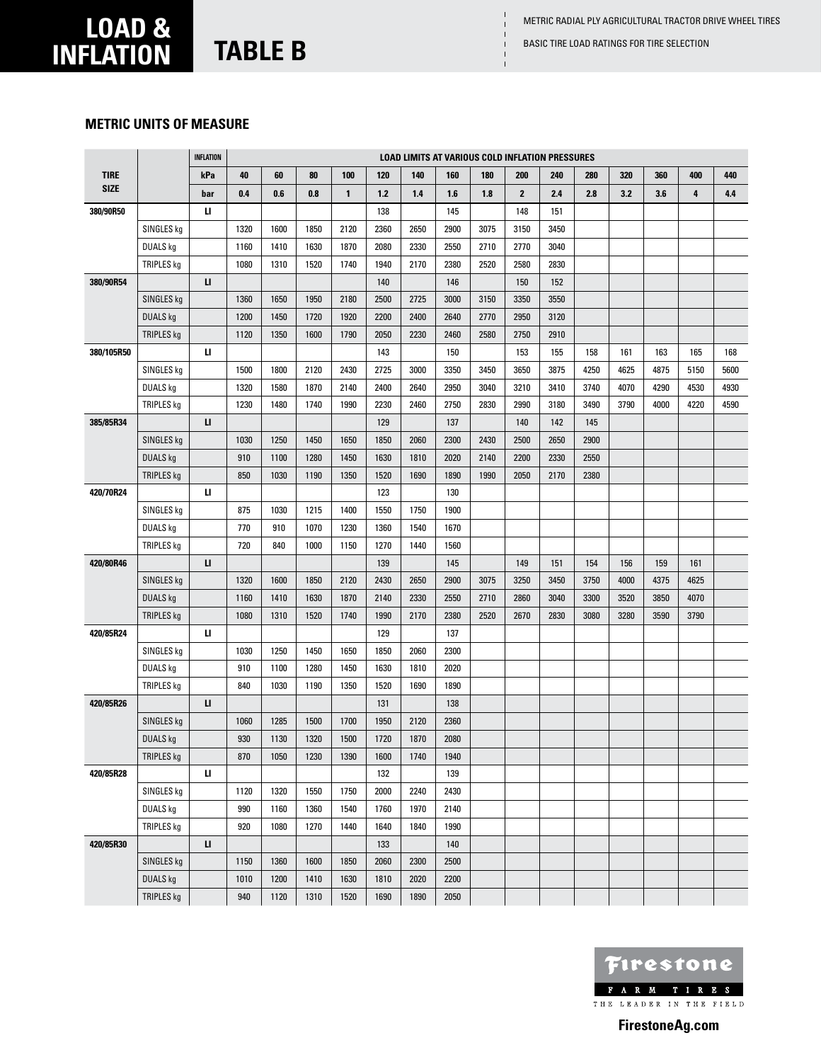# LOAD & INFLATION

## TABLE B

METRIC RADIAL PLY AGRICULTURAL TRACTOR DRIVE WHEEL TIRES

BASIC TIRE LOAD RATINGS FOR TIRE SELECTION

### METRIC UNITS OF MEASURE

| TIRE SIZE | | INFLATION | LOAD LIMITS AT VARIOUS COLD INFLATION PRESSURES | | | | | | | | | | | | | | |
|---|---|---|---|---|---|---|---|---|---|---|---|---|---|---|---|---|---|
| | | kPa | 40 | 60 | 80 | 100 | 120 | 140 | 160 | 180 | 200 | 240 | 280 | 320 | 360 | 400 | 440 |
| | | bar | 0.4 | 0.6 | 0.8 | 1 | 1.2 | 1.4 | 1.6 | 1.8 | 2 | 2.4 | 2.8 | 3.2 | 3.6 | 4 | 4.4 |
| 380/90R50 | | LI | | | | | 138 | | 145 | | 148 | 151 | | | | | |
| | SINGLES kg | | 1320 | 1600 | 1850 | 2120 | 2360 | 2650 | 2900 | 3075 | 3150 | 3450 | | | | | |
| | DUALS kg | | 1160 | 1410 | 1630 | 1870 | 2080 | 2330 | 2550 | 2710 | 2770 | 3040 | | | | | |
| | TRIPLES kg | | 1080 | 1310 | 1520 | 1740 | 1940 | 2170 | 2380 | 2520 | 2580 | 2830 | | | | | |
| 380/90R54 | | LI | | | | | 140 | | 146 | | 150 | 152 | | | | | |
| | SINGLES kg | | 1360 | 1650 | 1950 | 2180 | 2500 | 2725 | 3000 | 3150 | 3350 | 3550 | | | | | |
| | DUALS kg | | 1200 | 1450 | 1720 | 1920 | 2200 | 2400 | 2640 | 2770 | 2950 | 3120 | | | | | |
| | TRIPLES kg | | 1120 | 1350 | 1600 | 1790 | 2050 | 2230 | 2460 | 2580 | 2750 | 2910 | | | | | |
| 380/105R50 | | LI | | | | | 143 | | 150 | | 153 | 155 | 158 | 161 | 163 | 165 | 168 |
| | SINGLES kg | | 1500 | 1800 | 2120 | 2430 | 2725 | 3000 | 3350 | 3450 | 3650 | 3875 | 4250 | 4625 | 4875 | 5150 | 5600 |
| | DUALS kg | | 1320 | 1580 | 1870 | 2140 | 2400 | 2640 | 2950 | 3040 | 3210 | 3410 | 3740 | 4070 | 4290 | 4530 | 4930 |
| | TRIPLES kg | | 1230 | 1480 | 1740 | 1990 | 2230 | 2460 | 2750 | 2830 | 2990 | 3180 | 3490 | 3790 | 4000 | 4220 | 4590 |
| 385/85R34 | | LI | | | | | 129 | | 137 | | 140 | 142 | 145 | | | | |
| | SINGLES kg | | 1030 | 1250 | 1450 | 1650 | 1850 | 2060 | 2300 | 2430 | 2500 | 2650 | 2900 | | | | |
| | DUALS kg | | 910 | 1100 | 1280 | 1450 | 1630 | 1810 | 2020 | 2140 | 2200 | 2330 | 2550 | | | | |
| | TRIPLES kg | | 850 | 1030 | 1190 | 1350 | 1520 | 1690 | 1890 | 1990 | 2050 | 2170 | 2380 | | | | |
| 420/70R24 | | LI | | | | | 123 | | 130 | | | | | | | | |
| | SINGLES kg | | 875 | 1030 | 1215 | 1400 | 1550 | 1750 | 1900 | | | | | | | | |
| | DUALS kg | | 770 | 910 | 1070 | 1230 | 1360 | 1540 | 1670 | | | | | | | | |
| | TRIPLES kg | | 720 | 840 | 1000 | 1150 | 1270 | 1440 | 1560 | | | | | | | | |
| 420/80R46 | | LI | | | | | 139 | | 145 | | 149 | 151 | 154 | 156 | 159 | 161 | |
| | SINGLES kg | | 1320 | 1600 | 1850 | 2120 | 2430 | 2650 | 2900 | 3075 | 3250 | 3450 | 3750 | 4000 | 4375 | 4625 | |
| | DUALS kg | | 1160 | 1410 | 1630 | 1870 | 2140 | 2330 | 2550 | 2710 | 2860 | 3040 | 3300 | 3520 | 3850 | 4070 | |
| | TRIPLES kg | | 1080 | 1310 | 1520 | 1740 | 1990 | 2170 | 2380 | 2520 | 2670 | 2830 | 3080 | 3280 | 3590 | 3790 | |
| 420/85R24 | | LI | | | | | 129 | | 137 | | | | | | | | |
| | SINGLES kg | | 1030 | 1250 | 1450 | 1650 | 1850 | 2060 | 2300 | | | | | | | | |
| | DUALS kg | | 910 | 1100 | 1280 | 1450 | 1630 | 1810 | 2020 | | | | | | | | |
| | TRIPLES kg | | 840 | 1030 | 1190 | 1350 | 1520 | 1690 | 1890 | | | | | | | | |
| 420/85R26 | | LI | | | | | 131 | | 138 | | | | | | | | |
| | SINGLES kg | | 1060 | 1285 | 1500 | 1700 | 1950 | 2120 | 2360 | | | | | | | | |
| | DUALS kg | | 930 | 1130 | 1320 | 1500 | 1720 | 1870 | 2080 | | | | | | | | |
| | TRIPLES kg | | 870 | 1050 | 1230 | 1390 | 1600 | 1740 | 1940 | | | | | | | | |
| 420/85R28 | | LI | | | | | 132 | | 139 | | | | | | | | |
| | SINGLES kg | | 1120 | 1320 | 1550 | 1750 | 2000 | 2240 | 2430 | | | | | | | | |
| | DUALS kg | | 990 | 1160 | 1360 | 1540 | 1760 | 1970 | 2140 | | | | | | | | |
| | TRIPLES kg | | 920 | 1080 | 1270 | 1440 | 1640 | 1840 | 1990 | | | | | | | | |
| 420/85R30 | | LI | | | | | 133 | | 140 | | | | | | | | |
| | SINGLES kg | | 1150 | 1360 | 1600 | 1850 | 2060 | 2300 | 2500 | | | | | | | | |
| | DUALS kg | | 1010 | 1200 | 1410 | 1630 | 1810 | 2020 | 2200 | | | | | | | | |
| | TRIPLES kg | | 940 | 1120 | 1310 | 1520 | 1690 | 1890 | 2050 | | | | | | | | |

Firestone FARM TIRES
THE LEADER IN THE FIELD

FirestoneAg.com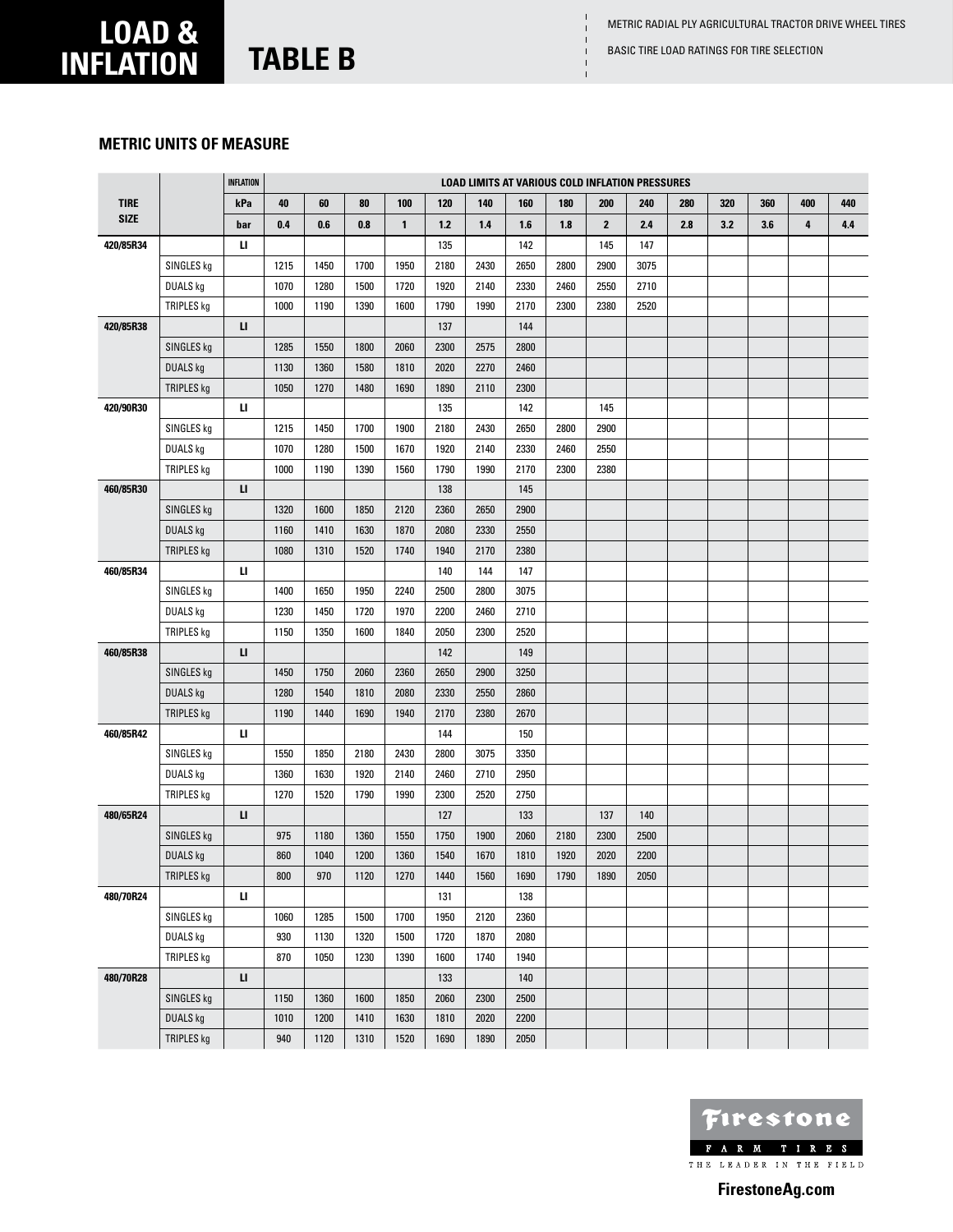# LOAD & INFLATION

## TABLE B

METRIC RADIAL PLY AGRICULTURAL TRACTOR DRIVE WHEEL TIRES

BASIC TIRE LOAD RATINGS FOR TIRE SELECTION

### METRIC UNITS OF MEASURE

| TIRE SIZE | | INFLATION | LOAD LIMITS AT VARIOUS COLD INFLATION PRESSURES | | | | | | | | | | | | | | |
|---|---|---|---|---|---|---|---|---|---|---|---|---|---|---|---|---|---|
| | | kPa | 40 | 60 | 80 | 100 | 120 | 140 | 160 | 180 | 200 | 240 | 280 | 320 | 360 | 400 | 440 |
| | | bar | 0.4 | 0.6 | 0.8 | 1 | 1.2 | 1.4 | 1.6 | 1.8 | 2 | 2.4 | 2.8 | 3.2 | 3.6 | 4 | 4.4 |
| 420/85R34 | | LI | | | | | 135 | | 142 | | 145 | 147 | | | | | |
| | SINGLES kg | | 1215 | 1450 | 1700 | 1950 | 2180 | 2430 | 2650 | 2800 | 2900 | 3075 | | | | | |
| | DUALS kg | | 1070 | 1280 | 1500 | 1720 | 1920 | 2140 | 2330 | 2460 | 2550 | 2710 | | | | | |
| | TRIPLES kg | | 1000 | 1190 | 1390 | 1600 | 1790 | 1990 | 2170 | 2300 | 2380 | 2520 | | | | | |
| 420/85R38 | | LI | | | | | 137 | | 144 | | | | | | | | |
| | SINGLES kg | | 1285 | 1550 | 1800 | 2060 | 2300 | 2575 | 2800 | | | | | | | | |
| | DUALS kg | | 1130 | 1360 | 1580 | 1810 | 2020 | 2270 | 2460 | | | | | | | | |
| | TRIPLES kg | | 1050 | 1270 | 1480 | 1690 | 1890 | 2110 | 2300 | | | | | | | | |
| 420/90R30 | | LI | | | | | 135 | | 142 | | 145 | | | | | | |
| | SINGLES kg | | 1215 | 1450 | 1700 | 1900 | 2180 | 2430 | 2650 | 2800 | 2900 | | | | | | |
| | DUALS kg | | 1070 | 1280 | 1500 | 1670 | 1920 | 2140 | 2330 | 2460 | 2550 | | | | | | |
| | TRIPLES kg | | 1000 | 1190 | 1390 | 1560 | 1790 | 1990 | 2170 | 2300 | 2380 | | | | | | |
| 460/85R30 | | LI | | | | | 138 | | 145 | | | | | | | | |
| | SINGLES kg | | 1320 | 1600 | 1850 | 2120 | 2360 | 2650 | 2900 | | | | | | | | |
| | DUALS kg | | 1160 | 1410 | 1630 | 1870 | 2080 | 2330 | 2550 | | | | | | | | |
| | TRIPLES kg | | 1080 | 1310 | 1520 | 1740 | 1940 | 2170 | 2380 | | | | | | | | |
| 460/85R34 | | LI | | | | | 140 | 144 | 147 | | | | | | | | |
| | SINGLES kg | | 1400 | 1650 | 1950 | 2240 | 2500 | 2800 | 3075 | | | | | | | | |
| | DUALS kg | | 1230 | 1450 | 1720 | 1970 | 2200 | 2460 | 2710 | | | | | | | | |
| | TRIPLES kg | | 1150 | 1350 | 1600 | 1840 | 2050 | 2300 | 2520 | | | | | | | | |
| 460/85R38 | | LI | | | | | 142 | | 149 | | | | | | | | |
| | SINGLES kg | | 1450 | 1750 | 2060 | 2360 | 2650 | 2900 | 3250 | | | | | | | | |
| | DUALS kg | | 1280 | 1540 | 1810 | 2080 | 2330 | 2550 | 2860 | | | | | | | | |
| | TRIPLES kg | | 1190 | 1440 | 1690 | 1940 | 2170 | 2380 | 2670 | | | | | | | | |
| 460/85R42 | | LI | | | | | 144 | | 150 | | | | | | | | |
| | SINGLES kg | | 1550 | 1850 | 2180 | 2430 | 2800 | 3075 | 3350 | | | | | | | | |
| | DUALS kg | | 1360 | 1630 | 1920 | 2140 | 2460 | 2710 | 2950 | | | | | | | | |
| | TRIPLES kg | | 1270 | 1520 | 1790 | 1990 | 2300 | 2520 | 2750 | | | | | | | | |
| 480/65R24 | | LI | | | | | 127 | | 133 | | 137 | 140 | | | | | |
| | SINGLES kg | | 975 | 1180 | 1360 | 1550 | 1750 | 1900 | 2060 | 2180 | 2300 | 2500 | | | | | |
| | DUALS kg | | 860 | 1040 | 1200 | 1360 | 1540 | 1670 | 1810 | 1920 | 2020 | 2200 | | | | | |
| | TRIPLES kg | | 800 | 970 | 1120 | 1270 | 1440 | 1560 | 1690 | 1790 | 1890 | 2050 | | | | | |
| 480/70R24 | | LI | | | | | 131 | | 138 | | | | | | | | |
| | SINGLES kg | | 1060 | 1285 | 1500 | 1700 | 1950 | 2120 | 2360 | | | | | | | | |
| | DUALS kg | | 930 | 1130 | 1320 | 1500 | 1720 | 1870 | 2080 | | | | | | | | |
| | TRIPLES kg | | 870 | 1050 | 1230 | 1390 | 1600 | 1740 | 1940 | | | | | | | | |
| 480/70R28 | | LI | | | | | 133 | | 140 | | | | | | | | |
| | SINGLES kg | | 1150 | 1360 | 1600 | 1850 | 2060 | 2300 | 2500 | | | | | | | | |
| | DUALS kg | | 1010 | 1200 | 1410 | 1630 | 1810 | 2020 | 2200 | | | | | | | | |
| | TRIPLES kg | | 940 | 1120 | 1310 | 1520 | 1690 | 1890 | 2050 | | | | | | | | |

Firestone FARM TIRES THE LEADER IN THE FIELD

FirestoneAg.com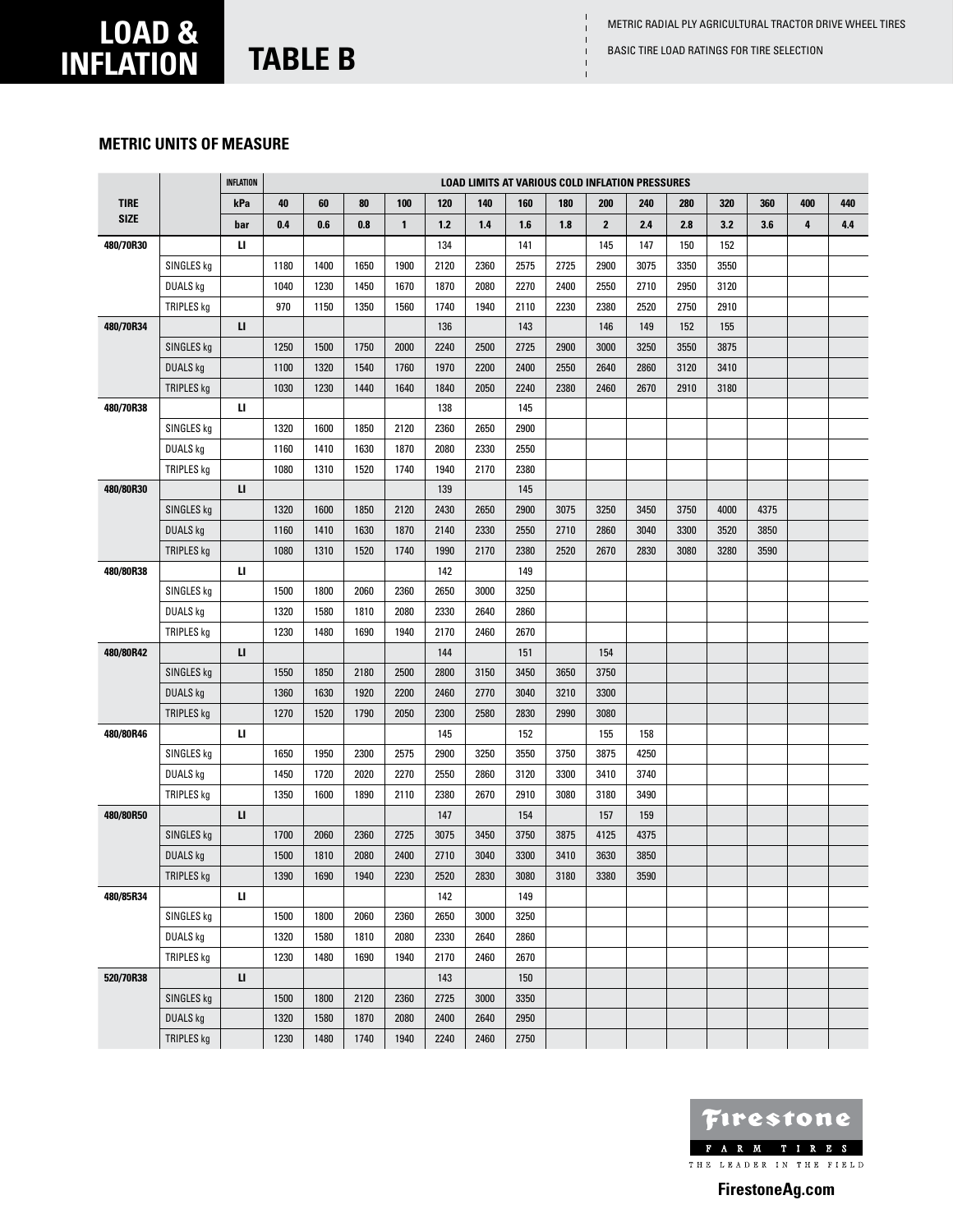# LOAD & INFLATION

## TABLE B

METRIC RADIAL PLY AGRICULTURAL TRACTOR DRIVE WHEEL TIRES

BASIC TIRE LOAD RATINGS FOR TIRE SELECTION

### METRIC UNITS OF MEASURE

| TIRE SIZE | | INFLATION | LOAD LIMITS AT VARIOUS COLD INFLATION PRESSURES | | | | | | | | | | | | | | |
|---|---|---|---|---|---|---|---|---|---|---|---|---|---|---|---|---|---|
| | | kPa | 40 | 60 | 80 | 100 | 120 | 140 | 160 | 180 | 200 | 240 | 280 | 320 | 360 | 400 | 440 |
| | | bar | 0.4 | 0.6 | 0.8 | 1 | 1.2 | 1.4 | 1.6 | 1.8 | 2 | 2.4 | 2.8 | 3.2 | 3.6 | 4 | 4.4 |
| 480/70R30 | | LI | | | | | 134 | | 141 | | 145 | 147 | 150 | 152 | | | |
| | SINGLES kg | | 1180 | 1400 | 1650 | 1900 | 2120 | 2360 | 2575 | 2725 | 2900 | 3075 | 3350 | 3550 | | | |
| | DUALS kg | | 1040 | 1230 | 1450 | 1670 | 1870 | 2080 | 2270 | 2400 | 2550 | 2710 | 2950 | 3120 | | | |
| | TRIPLES kg | | 970 | 1150 | 1350 | 1560 | 1740 | 1940 | 2110 | 2230 | 2380 | 2520 | 2750 | 2910 | | | |
| 480/70R34 | | LI | | | | | 136 | | 143 | | 146 | 149 | 152 | 155 | | | |
| | SINGLES kg | | 1250 | 1500 | 1750 | 2000 | 2240 | 2500 | 2725 | 2900 | 3000 | 3250 | 3550 | 3875 | | | |
| | DUALS kg | | 1100 | 1320 | 1540 | 1760 | 1970 | 2200 | 2400 | 2550 | 2640 | 2860 | 3120 | 3410 | | | |
| | TRIPLES kg | | 1030 | 1230 | 1440 | 1640 | 1840 | 2050 | 2240 | 2380 | 2460 | 2670 | 2910 | 3180 | | | |
| 480/70R38 | | LI | | | | | 138 | | 145 | | | | | | | | |
| | SINGLES kg | | 1320 | 1600 | 1850 | 2120 | 2360 | 2650 | 2900 | | | | | | | | |
| | DUALS kg | | 1160 | 1410 | 1630 | 1870 | 2080 | 2330 | 2550 | | | | | | | | |
| | TRIPLES kg | | 1080 | 1310 | 1520 | 1740 | 1940 | 2170 | 2380 | | | | | | | | |
| 480/80R30 | | LI | | | | | 139 | | 145 | | | | | | | | |
| | SINGLES kg | | 1320 | 1600 | 1850 | 2120 | 2430 | 2650 | 2900 | 3075 | 3250 | 3450 | 3750 | 4000 | 4375 | | |
| | DUALS kg | | 1160 | 1410 | 1630 | 1870 | 2140 | 2330 | 2550 | 2710 | 2860 | 3040 | 3300 | 3520 | 3850 | | |
| | TRIPLES kg | | 1080 | 1310 | 1520 | 1740 | 1990 | 2170 | 2380 | 2520 | 2670 | 2830 | 3080 | 3280 | 3590 | | |
| 480/80R38 | | LI | | | | | 142 | | 149 | | | | | | | | |
| | SINGLES kg | | 1500 | 1800 | 2060 | 2360 | 2650 | 3000 | 3250 | | | | | | | | |
| | DUALS kg | | 1320 | 1580 | 1810 | 2080 | 2330 | 2640 | 2860 | | | | | | | | |
| | TRIPLES kg | | 1230 | 1480 | 1690 | 1940 | 2170 | 2460 | 2670 | | | | | | | | |
| 480/80R42 | | LI | | | | | 144 | | 151 | | 154 | | | | | | |
| | SINGLES kg | | 1550 | 1850 | 2180 | 2500 | 2800 | 3150 | 3450 | 3650 | 3750 | | | | | | |
| | DUALS kg | | 1360 | 1630 | 1920 | 2200 | 2460 | 2770 | 3040 | 3210 | 3300 | | | | | | |
| | TRIPLES kg | | 1270 | 1520 | 1790 | 2050 | 2300 | 2580 | 2830 | 2990 | 3080 | | | | | | |
| 480/80R46 | | LI | | | | | 145 | | 152 | | 155 | 158 | | | | | |
| | SINGLES kg | | 1650 | 1950 | 2300 | 2575 | 2900 | 3250 | 3550 | 3750 | 3875 | 4250 | | | | | |
| | DUALS kg | | 1450 | 1720 | 2020 | 2270 | 2550 | 2860 | 3120 | 3300 | 3410 | 3740 | | | | | |
| | TRIPLES kg | | 1350 | 1600 | 1890 | 2110 | 2380 | 2670 | 2910 | 3080 | 3180 | 3490 | | | | | |
| 480/80R50 | | LI | | | | | 147 | | 154 | | 157 | 159 | | | | | |
| | SINGLES kg | | 1700 | 2060 | 2360 | 2725 | 3075 | 3450 | 3750 | 3875 | 4125 | 4375 | | | | | |
| | DUALS kg | | 1500 | 1810 | 2080 | 2400 | 2710 | 3040 | 3300 | 3410 | 3630 | 3850 | | | | | |
| | TRIPLES kg | | 1390 | 1690 | 1940 | 2230 | 2520 | 2830 | 3080 | 3180 | 3380 | 3590 | | | | | |
| 480/85R34 | | LI | | | | | 142 | | 149 | | | | | | | | |
| | SINGLES kg | | 1500 | 1800 | 2060 | 2360 | 2650 | 3000 | 3250 | | | | | | | | |
| | DUALS kg | | 1320 | 1580 | 1810 | 2080 | 2330 | 2640 | 2860 | | | | | | | | |
| | TRIPLES kg | | 1230 | 1480 | 1690 | 1940 | 2170 | 2460 | 2670 | | | | | | | | |
| 520/70R38 | | LI | | | | | 143 | | 150 | | | | | | | | |
| | SINGLES kg | | 1500 | 1800 | 2120 | 2360 | 2725 | 3000 | 3350 | | | | | | | | |
| | DUALS kg | | 1320 | 1580 | 1870 | 2080 | 2400 | 2640 | 2950 | | | | | | | | |
| | TRIPLES kg | | 1230 | 1480 | 1740 | 1940 | 2240 | 2460 | 2750 | | | | | | | | |

Firestone FARM TIRES THE LEADER IN THE FIELD

FirestoneAg.com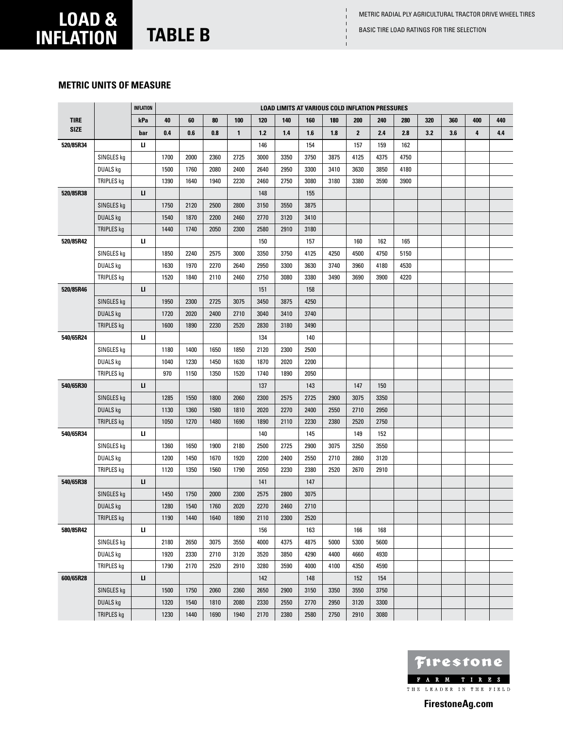# LOAD & INFLATION

# TABLE B

METRIC RADIAL PLY AGRICULTURAL TRACTOR DRIVE WHEEL TIRES

BASIC TIRE LOAD RATINGS FOR TIRE SELECTION

## METRIC UNITS OF MEASURE

| TIRE SIZE | | INFLATION | LOAD LIMITS AT VARIOUS COLD INFLATION PRESSURES | | | | | | | | | | | | | | |
|---|---|---|---|---|---|---|---|---|---|---|---|---|---|---|---|---|---|
| | | kPa | 40 | 60 | 80 | 100 | 120 | 140 | 160 | 180 | 200 | 240 | 280 | 320 | 360 | 400 | 440 |
| | | bar | 0.4 | 0.6 | 0.8 | 1 | 1.2 | 1.4 | 1.6 | 1.8 | 2 | 2.4 | 2.8 | 3.2 | 3.6 | 4 | 4.4 |
| 520/85R34 | | LI | | | | | 146 | | 154 | | 157 | 159 | 162 | | | | |
| | SINGLES kg | | 1700 | 2000 | 2360 | 2725 | 3000 | 3350 | 3750 | 3875 | 4125 | 4375 | 4750 | | | | |
| | DUALS kg | | 1500 | 1760 | 2080 | 2400 | 2640 | 2950 | 3300 | 3410 | 3630 | 3850 | 4180 | | | | |
| | TRIPLES kg | | 1390 | 1640 | 1940 | 2230 | 2460 | 2750 | 3080 | 3180 | 3380 | 3590 | 3900 | | | | |
| 520/85R38 | | LI | | | | | 148 | | 155 | | | | | | | | |
| | SINGLES kg | | 1750 | 2120 | 2500 | 2800 | 3150 | 3550 | 3875 | | | | | | | | |
| | DUALS kg | | 1540 | 1870 | 2200 | 2460 | 2770 | 3120 | 3410 | | | | | | | | |
| | TRIPLES kg | | 1440 | 1740 | 2050 | 2300 | 2580 | 2910 | 3180 | | | | | | | | |
| 520/85R42 | | LI | | | | | 150 | | 157 | | 160 | 162 | 165 | | | | |
| | SINGLES kg | | 1850 | 2240 | 2575 | 3000 | 3350 | 3750 | 4125 | 4250 | 4500 | 4750 | 5150 | | | | |
| | DUALS kg | | 1630 | 1970 | 2270 | 2640 | 2950 | 3300 | 3630 | 3740 | 3960 | 4180 | 4530 | | | | |
| | TRIPLES kg | | 1520 | 1840 | 2110 | 2460 | 2750 | 3080 | 3380 | 3490 | 3690 | 3900 | 4220 | | | | |
| 520/85R46 | | LI | | | | | 151 | | 158 | | | | | | | | |
| | SINGLES kg | | 1950 | 2300 | 2725 | 3075 | 3450 | 3875 | 4250 | | | | | | | | |
| | DUALS kg | | 1720 | 2020 | 2400 | 2710 | 3040 | 3410 | 3740 | | | | | | | | |
| | TRIPLES kg | | 1600 | 1890 | 2230 | 2520 | 2830 | 3180 | 3490 | | | | | | | | |
| 540/65R24 | | LI | | | | | 134 | | 140 | | | | | | | | |
| | SINGLES kg | | 1180 | 1400 | 1650 | 1850 | 2120 | 2300 | 2500 | | | | | | | | |
| | DUALS kg | | 1040 | 1230 | 1450 | 1630 | 1870 | 2020 | 2200 | | | | | | | | |
| | TRIPLES kg | | 970 | 1150 | 1350 | 1520 | 1740 | 1890 | 2050 | | | | | | | | |
| 540/65R30 | | LI | | | | | 137 | | 143 | | 147 | 150 | | | | | |
| | SINGLES kg | | 1285 | 1550 | 1800 | 2060 | 2300 | 2575 | 2725 | 2900 | 3075 | 3350 | | | | | |
| | DUALS kg | | 1130 | 1360 | 1580 | 1810 | 2020 | 2270 | 2400 | 2550 | 2710 | 2950 | | | | | |
| | TRIPLES kg | | 1050 | 1270 | 1480 | 1690 | 1890 | 2110 | 2230 | 2380 | 2520 | 2750 | | | | | |
| 540/65R34 | | LI | | | | | 140 | | 145 | | 149 | 152 | | | | | |
| | SINGLES kg | | 1360 | 1650 | 1900 | 2180 | 2500 | 2725 | 2900 | 3075 | 3250 | 3550 | | | | | |
| | DUALS kg | | 1200 | 1450 | 1670 | 1920 | 2200 | 2400 | 2550 | 2710 | 2860 | 3120 | | | | | |
| | TRIPLES kg | | 1120 | 1350 | 1560 | 1790 | 2050 | 2230 | 2380 | 2520 | 2670 | 2910 | | | | | |
| 540/65R38 | | LI | | | | | 141 | | 147 | | | | | | | | |
| | SINGLES kg | | 1450 | 1750 | 2000 | 2300 | 2575 | 2800 | 3075 | | | | | | | | |
| | DUALS kg | | 1280 | 1540 | 1760 | 2020 | 2270 | 2460 | 2710 | | | | | | | | |
| | TRIPLES kg | | 1190 | 1440 | 1640 | 1890 | 2110 | 2300 | 2520 | | | | | | | | |
| 580/85R42 | | LI | | | | | 156 | | 163 | | 166 | 168 | | | | | |
| | SINGLES kg | | 2180 | 2650 | 3075 | 3550 | 4000 | 4375 | 4875 | 5000 | 5300 | 5600 | | | | | |
| | DUALS kg | | 1920 | 2330 | 2710 | 3120 | 3520 | 3850 | 4290 | 4400 | 4660 | 4930 | | | | | |
| | TRIPLES kg | | 1790 | 2170 | 2520 | 2910 | 3280 | 3590 | 4000 | 4100 | 4350 | 4590 | | | | | |
| 600/65R28 | | LI | | | | | 142 | | 148 | | 152 | 154 | | | | | |
| | SINGLES kg | | 1500 | 1750 | 2060 | 2360 | 2650 | 2900 | 3150 | 3350 | 3550 | 3750 | | | | | |
| | DUALS kg | | 1320 | 1540 | 1810 | 2080 | 2330 | 2550 | 2770 | 2950 | 3120 | 3300 | | | | | |
| | TRIPLES kg | | 1230 | 1440 | 1690 | 1940 | 2170 | 2380 | 2580 | 2750 | 2910 | 3080 | | | | | |

Firestone FARM TIRES
THE LEADER IN THE FIELD

FirestoneAg.com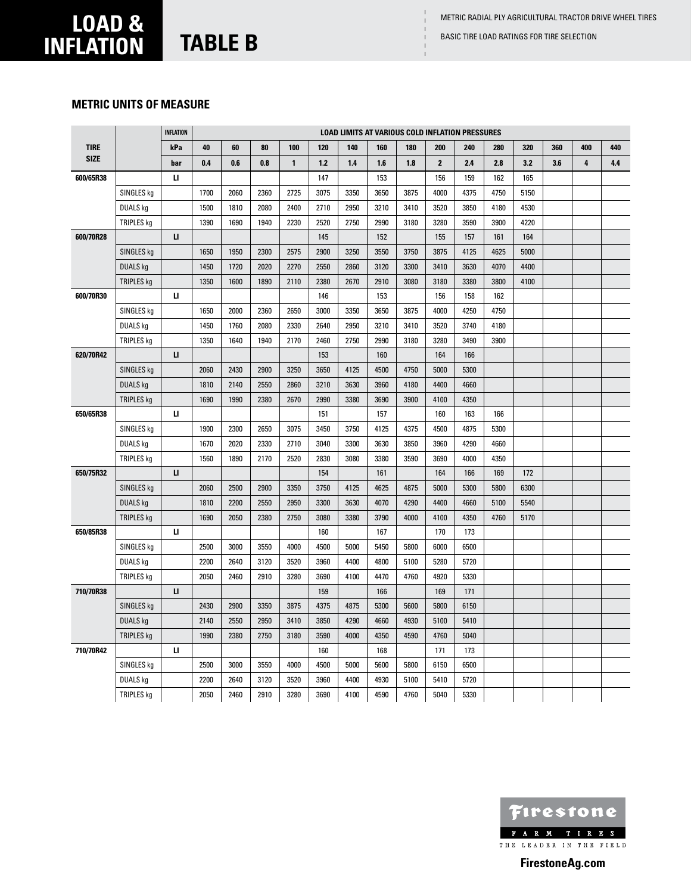# LOAD & INFLATION

## TABLE B

METRIC RADIAL PLY AGRICULTURAL TRACTOR DRIVE WHEEL TIRES

BASIC TIRE LOAD RATINGS FOR TIRE SELECTION

### METRIC UNITS OF MEASURE

| TIRE SIZE | | INFLATION | LOAD LIMITS AT VARIOUS COLD INFLATION PRESSURES | | | | | | | | | | | | | | |
|---|---|---|---|---|---|---|---|---|---|---|---|---|---|---|---|---|---|
| | | kPa | 40 | 60 | 80 | 100 | 120 | 140 | 160 | 180 | 200 | 240 | 280 | 320 | 360 | 400 | 440 |
| | | bar | 0.4 | 0.6 | 0.8 | 1 | 1.2 | 1.4 | 1.6 | 1.8 | 2 | 2.4 | 2.8 | 3.2 | 3.6 | 4 | 4.4 |
| 600/65R38 | | LI | | | | | 147 | | 153 | | 156 | 159 | 162 | 165 | | | |
| | SINGLES kg | | 1700 | 2060 | 2360 | 2725 | 3075 | 3350 | 3650 | 3875 | 4000 | 4375 | 4750 | 5150 | | | |
| | DUALS kg | | 1500 | 1810 | 2080 | 2400 | 2710 | 2950 | 3210 | 3410 | 3520 | 3850 | 4180 | 4530 | | | |
| | TRIPLES kg | | 1390 | 1690 | 1940 | 2230 | 2520 | 2750 | 2990 | 3180 | 3280 | 3590 | 3900 | 4220 | | | |
| 600/70R28 | | LI | | | | | 145 | | 152 | | 155 | 157 | 161 | 164 | | | |
| | SINGLES kg | | 1650 | 1950 | 2300 | 2575 | 2900 | 3250 | 3550 | 3750 | 3875 | 4125 | 4625 | 5000 | | | |
| | DUALS kg | | 1450 | 1720 | 2020 | 2270 | 2550 | 2860 | 3120 | 3300 | 3410 | 3630 | 4070 | 4400 | | | |
| | TRIPLES kg | | 1350 | 1600 | 1890 | 2110 | 2380 | 2670 | 2910 | 3080 | 3180 | 3380 | 3800 | 4100 | | | |
| 600/70R30 | | LI | | | | | 146 | | 153 | | 156 | 158 | 162 | | | | |
| | SINGLES kg | | 1650 | 2000 | 2360 | 2650 | 3000 | 3350 | 3650 | 3875 | 4000 | 4250 | 4750 | | | | |
| | DUALS kg | | 1450 | 1760 | 2080 | 2330 | 2640 | 2950 | 3210 | 3410 | 3520 | 3740 | 4180 | | | | |
| | TRIPLES kg | | 1350 | 1640 | 1940 | 2170 | 2460 | 2750 | 2990 | 3180 | 3280 | 3490 | 3900 | | | | |
| 620/70R42 | | LI | | | | | 153 | | 160 | | 164 | 166 | | | | | |
| | SINGLES kg | | 2060 | 2430 | 2900 | 3250 | 3650 | 4125 | 4500 | 4750 | 5000 | 5300 | | | | | |
| | DUALS kg | | 1810 | 2140 | 2550 | 2860 | 3210 | 3630 | 3960 | 4180 | 4400 | 4660 | | | | | |
| | TRIPLES kg | | 1690 | 1990 | 2380 | 2670 | 2990 | 3380 | 3690 | 3900 | 4100 | 4350 | | | | | |
| 650/65R38 | | LI | | | | | 151 | | 157 | | 160 | 163 | 166 | | | | |
| | SINGLES kg | | 1900 | 2300 | 2650 | 3075 | 3450 | 3750 | 4125 | 4375 | 4500 | 4875 | 5300 | | | | |
| | DUALS kg | | 1670 | 2020 | 2330 | 2710 | 3040 | 3300 | 3630 | 3850 | 3960 | 4290 | 4660 | | | | |
| | TRIPLES kg | | 1560 | 1890 | 2170 | 2520 | 2830 | 3080 | 3380 | 3590 | 3690 | 4000 | 4350 | | | | |
| 650/75R32 | | LI | | | | | 154 | | 161 | | 164 | 166 | 169 | 172 | | | |
| | SINGLES kg | | 2060 | 2500 | 2900 | 3350 | 3750 | 4125 | 4625 | 4875 | 5000 | 5300 | 5800 | 6300 | | | |
| | DUALS kg | | 1810 | 2200 | 2550 | 2950 | 3300 | 3630 | 4070 | 4290 | 4400 | 4660 | 5100 | 5540 | | | |
| | TRIPLES kg | | 1690 | 2050 | 2380 | 2750 | 3080 | 3380 | 3790 | 4000 | 4100 | 4350 | 4760 | 5170 | | | |
| 650/85R38 | | LI | | | | | 160 | | 167 | | 170 | 173 | | | | | |
| | SINGLES kg | | 2500 | 3000 | 3550 | 4000 | 4500 | 5000 | 5450 | 5800 | 6000 | 6500 | | | | | |
| | DUALS kg | | 2200 | 2640 | 3120 | 3520 | 3960 | 4400 | 4800 | 5100 | 5280 | 5720 | | | | | |
| | TRIPLES kg | | 2050 | 2460 | 2910 | 3280 | 3690 | 4100 | 4470 | 4760 | 4920 | 5330 | | | | | |
| 710/70R38 | | LI | | | | | 159 | | 166 | | 169 | 171 | | | | | |
| | SINGLES kg | | 2430 | 2900 | 3350 | 3875 | 4375 | 4875 | 5300 | 5600 | 5800 | 6150 | | | | | |
| | DUALS kg | | 2140 | 2550 | 2950 | 3410 | 3850 | 4290 | 4660 | 4930 | 5100 | 5410 | | | | | |
| | TRIPLES kg | | 1990 | 2380 | 2750 | 3180 | 3590 | 4000 | 4350 | 4590 | 4760 | 5040 | | | | | |
| 710/70R42 | | LI | | | | | 160 | | 168 | | 171 | 173 | | | | | |
| | SINGLES kg | | 2500 | 3000 | 3550 | 4000 | 4500 | 5000 | 5600 | 5800 | 6150 | 6500 | | | | | |
| | DUALS kg | | 2200 | 2640 | 3120 | 3520 | 3960 | 4400 | 4930 | 5100 | 5410 | 5720 | | | | | |
| | TRIPLES kg | | 2050 | 2460 | 2910 | 3280 | 3690 | 4100 | 4590 | 4760 | 5040 | 5330 | | | | | |

Firestone FARM TIRES THE LEADER IN THE FIELD

FirestoneAg.com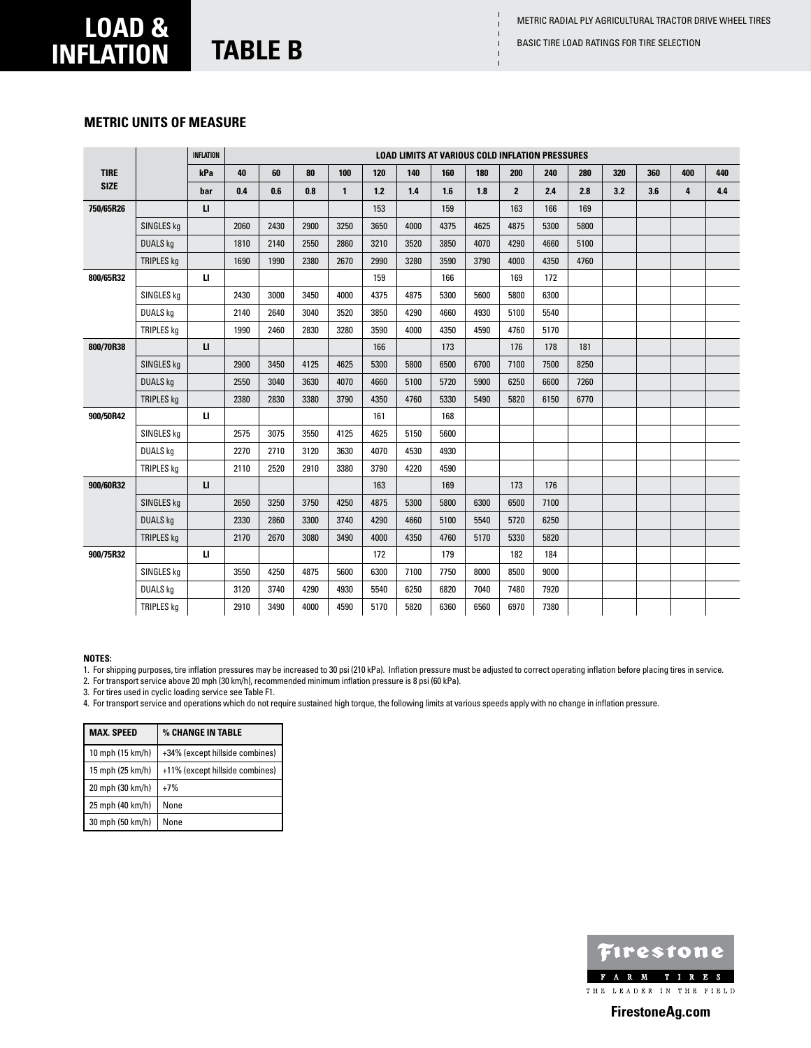# LOAD & INFLATION

# TABLE B

METRIC RADIAL PLY AGRICULTURAL TRACTOR DRIVE WHEEL TIRES

BASIC TIRE LOAD RATINGS FOR TIRE SELECTION

## METRIC UNITS OF MEASURE

| TIRE SIZE | | INFLATION | LOAD LIMITS AT VARIOUS COLD INFLATION PRESSURES | | | | | | | | | | | | | | |
|---|---|---|---|---|---|---|---|---|---|---|---|---|---|---|---|---|---|
| | | kPa | 40 | 60 | 80 | 100 | 120 | 140 | 160 | 180 | 200 | 240 | 280 | 320 | 360 | 400 | 440 |
| | | bar | 0.4 | 0.6 | 0.8 | 1 | 1.2 | 1.4 | 1.6 | 1.8 | 2 | 2.4 | 2.8 | 3.2 | 3.6 | 4 | 4.4 |
| 750/65R26 | | LI | | | | | 153 | | 159 | | 163 | 166 | 169 | | | | |
| | SINGLES kg | | 2060 | 2430 | 2900 | 3250 | 3650 | 4000 | 4375 | 4625 | 4875 | 5300 | 5800 | | | | |
| | DUALS kg | | 1810 | 2140 | 2550 | 2860 | 3210 | 3520 | 3850 | 4070 | 4290 | 4660 | 5100 | | | | |
| | TRIPLES kg | | 1690 | 1990 | 2380 | 2670 | 2990 | 3280 | 3590 | 3790 | 4000 | 4350 | 4760 | | | | |
| 800/65R32 | | LI | | | | | 159 | | 166 | | 169 | 172 | | | | | |
| | SINGLES kg | | 2430 | 3000 | 3450 | 4000 | 4375 | 4875 | 5300 | 5600 | 5800 | 6300 | | | | | |
| | DUALS kg | | 2140 | 2640 | 3040 | 3520 | 3850 | 4290 | 4660 | 4930 | 5100 | 5540 | | | | | |
| | TRIPLES kg | | 1990 | 2460 | 2830 | 3280 | 3590 | 4000 | 4350 | 4590 | 4760 | 5170 | | | | | |
| 800/70R38 | | LI | | | | | 166 | | 173 | | 176 | 178 | 181 | | | | |
| | SINGLES kg | | 2900 | 3450 | 4125 | 4625 | 5300 | 5800 | 6500 | 6700 | 7100 | 7500 | 8250 | | | | |
| | DUALS kg | | 2550 | 3040 | 3630 | 4070 | 4660 | 5100 | 5720 | 5900 | 6250 | 6600 | 7260 | | | | |
| | TRIPLES kg | | 2380 | 2830 | 3380 | 3790 | 4350 | 4760 | 5330 | 5490 | 5820 | 6150 | 6770 | | | | |
| 900/50R42 | | LI | | | | | 161 | | 168 | | | | | | | | |
| | SINGLES kg | | 2575 | 3075 | 3550 | 4125 | 4625 | 5150 | 5600 | | | | | | | | |
| | DUALS kg | | 2270 | 2710 | 3120 | 3630 | 4070 | 4530 | 4930 | | | | | | | | |
| | TRIPLES kg | | 2110 | 2520 | 2910 | 3380 | 3790 | 4220 | 4590 | | | | | | | | |
| 900/60R32 | | LI | | | | | 163 | | 169 | | 173 | 176 | | | | | |
| | SINGLES kg | | 2650 | 3250 | 3750 | 4250 | 4875 | 5300 | 5800 | 6300 | 6500 | 7100 | | | | | |
| | DUALS kg | | 2330 | 2860 | 3300 | 3740 | 4290 | 4660 | 5100 | 5540 | 5720 | 6250 | | | | | |
| | TRIPLES kg | | 2170 | 2670 | 3080 | 3490 | 4000 | 4350 | 4760 | 5170 | 5330 | 5820 | | | | | |
| 900/75R32 | | LI | | | | | 172 | | 179 | | 182 | 184 | | | | | |
| | SINGLES kg | | 3550 | 4250 | 4875 | 5600 | 6300 | 7100 | 7750 | 8000 | 8500 | 9000 | | | | | |
| | DUALS kg | | 3120 | 3740 | 4290 | 4930 | 5540 | 6250 | 6820 | 7040 | 7480 | 7920 | | | | | |
| | TRIPLES kg | | 2910 | 3490 | 4000 | 4590 | 5170 | 5820 | 6360 | 6560 | 6970 | 7380 | | | | | |

**NOTES:**

1. For shipping purposes, tire inflation pressures may be increased to 30 psi (210 kPa). Inflation pressure must be adjusted to correct operating inflation before placing tires in service.
2. For transport service above 20 mph (30 km/h), recommended minimum inflation pressure is 8 psi (60 kPa).
3. For tires used in cyclic loading service see Table F1.
4. For transport service and operations which do not require sustained high torque, the following limits at various speeds apply with no change in inflation pressure.

| MAX. SPEED | % CHANGE IN TABLE |
|---|---|
| 10 mph (15 km/h) | +34% (except hillside combines) |
| 15 mph (25 km/h) | +11% (except hillside combines) |
| 20 mph (30 km/h) | +7% |
| 25 mph (40 km/h) | None |
| 30 mph (50 km/h) | None |

Firestone FARM TIRES
THE LEADER IN THE FIELD

FirestoneAg.com